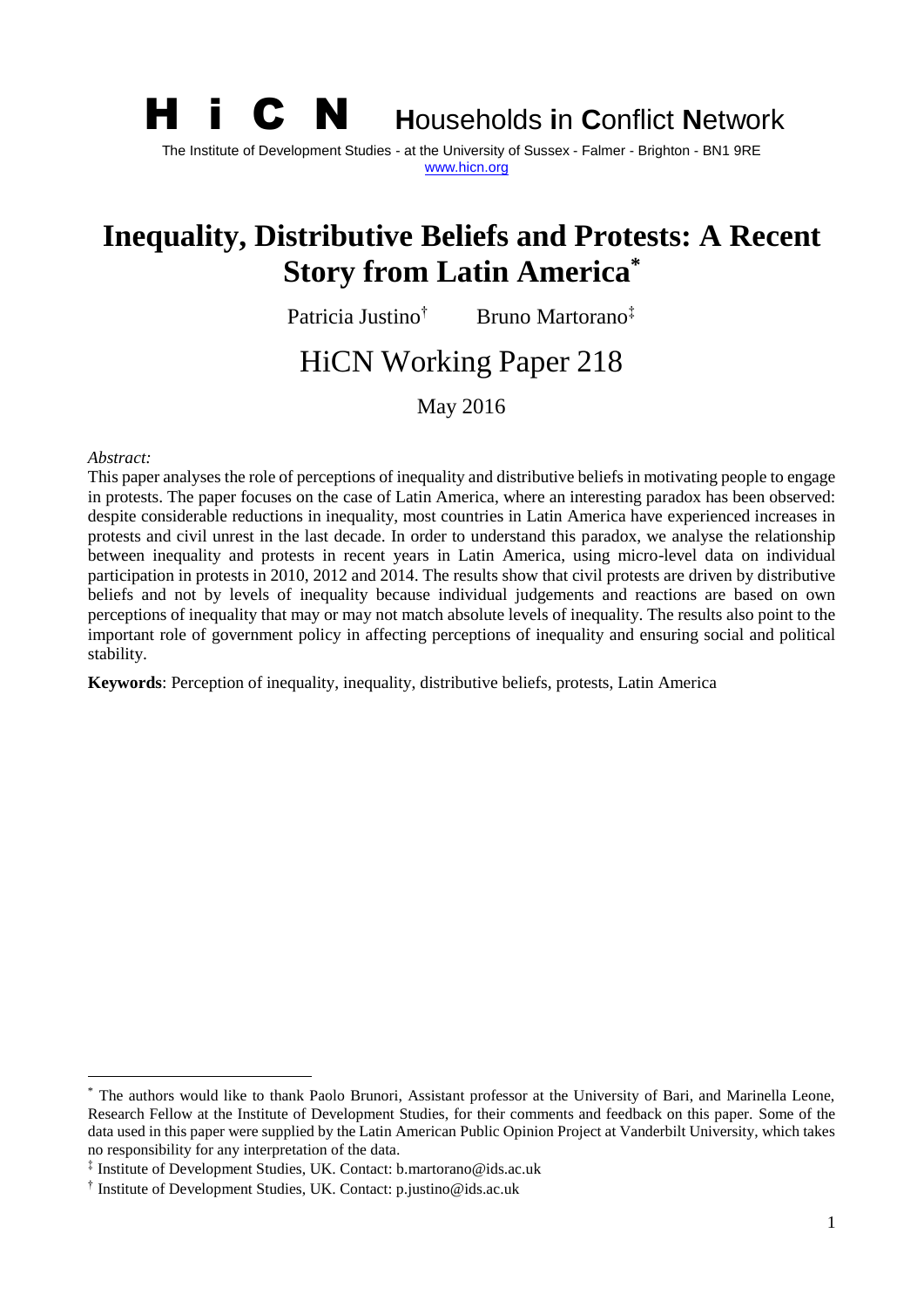**H i C N** **H**ouseholds **i**n **C**onflict **N**etwork

The Institute of Development Studies - at the University of Sussex - Falmer - Brighton - BN1 9RE

www.hicn.org

# Inequality, Distributive Beliefs and Protests: A Recent Story from Latin America[*]

Patricia Justino[†] Bruno Martorano[‡]

## HiCN Working Paper 218

May 2016

*Abstract:*

This paper analyses the role of perceptions of inequality and distributive beliefs in motivating people to engage in protests. The paper focuses on the case of Latin America, where an interesting paradox has been observed: despite considerable reductions in inequality, most countries in Latin America have experienced increases in protests and civil unrest in the last decade. In order to understand this paradox, we analyse the relationship between inequality and protests in recent years in Latin America, using micro-level data on individual participation in protests in 2010, 2012 and 2014. The results show that civil protests are driven by distributive beliefs and not by levels of inequality because individual judgements and reactions are based on own perceptions of inequality that may or may not match absolute levels of inequality. The results also point to the important role of government policy in affecting perceptions of inequality and ensuring social and political stability.

**Keywords**: Perception of inequality, inequality, distributive beliefs, protests, Latin America

---

[*] The authors would like to thank Paolo Brunori, Assistant professor at the University of Bari, and Marinella Leone, Research Fellow at the Institute of Development Studies, for their comments and feedback on this paper. Some of the data used in this paper were supplied by the Latin American Public Opinion Project at Vanderbilt University, which takes no responsibility for any interpretation of the data.

[‡] Institute of Development Studies, UK. Contact: b.martorano@ids.ac.uk

[†] Institute of Development Studies, UK. Contact: p.justino@ids.ac.uk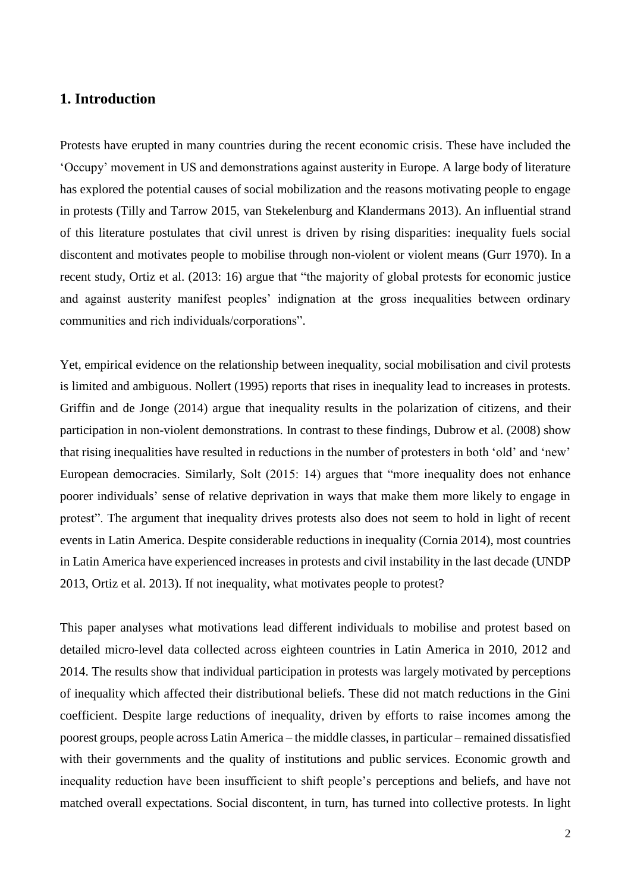## 1. Introduction

Protests have erupted in many countries during the recent economic crisis. These have included the 'Occupy' movement in US and demonstrations against austerity in Europe. A large body of literature has explored the potential causes of social mobilization and the reasons motivating people to engage in protests (Tilly and Tarrow 2015, van Stekelenburg and Klandermans 2013). An influential strand of this literature postulates that civil unrest is driven by rising disparities: inequality fuels social discontent and motivates people to mobilise through non-violent or violent means (Gurr 1970). In a recent study, Ortiz et al. (2013: 16) argue that "the majority of global protests for economic justice and against austerity manifest peoples' indignation at the gross inequalities between ordinary communities and rich individuals/corporations".

Yet, empirical evidence on the relationship between inequality, social mobilisation and civil protests is limited and ambiguous. Nollert (1995) reports that rises in inequality lead to increases in protests. Griffin and de Jonge (2014) argue that inequality results in the polarization of citizens, and their participation in non-violent demonstrations. In contrast to these findings, Dubrow et al. (2008) show that rising inequalities have resulted in reductions in the number of protesters in both 'old' and 'new' European democracies. Similarly, Solt (2015: 14) argues that "more inequality does not enhance poorer individuals' sense of relative deprivation in ways that make them more likely to engage in protest". The argument that inequality drives protests also does not seem to hold in light of recent events in Latin America. Despite considerable reductions in inequality (Cornia 2014), most countries in Latin America have experienced increases in protests and civil instability in the last decade (UNDP 2013, Ortiz et al. 2013). If not inequality, what motivates people to protest?

This paper analyses what motivations lead different individuals to mobilise and protest based on detailed micro-level data collected across eighteen countries in Latin America in 2010, 2012 and 2014. The results show that individual participation in protests was largely motivated by perceptions of inequality which affected their distributional beliefs. These did not match reductions in the Gini coefficient. Despite large reductions of inequality, driven by efforts to raise incomes among the poorest groups, people across Latin America – the middle classes, in particular – remained dissatisfied with their governments and the quality of institutions and public services. Economic growth and inequality reduction have been insufficient to shift people's perceptions and beliefs, and have not matched overall expectations. Social discontent, in turn, has turned into collective protests. In light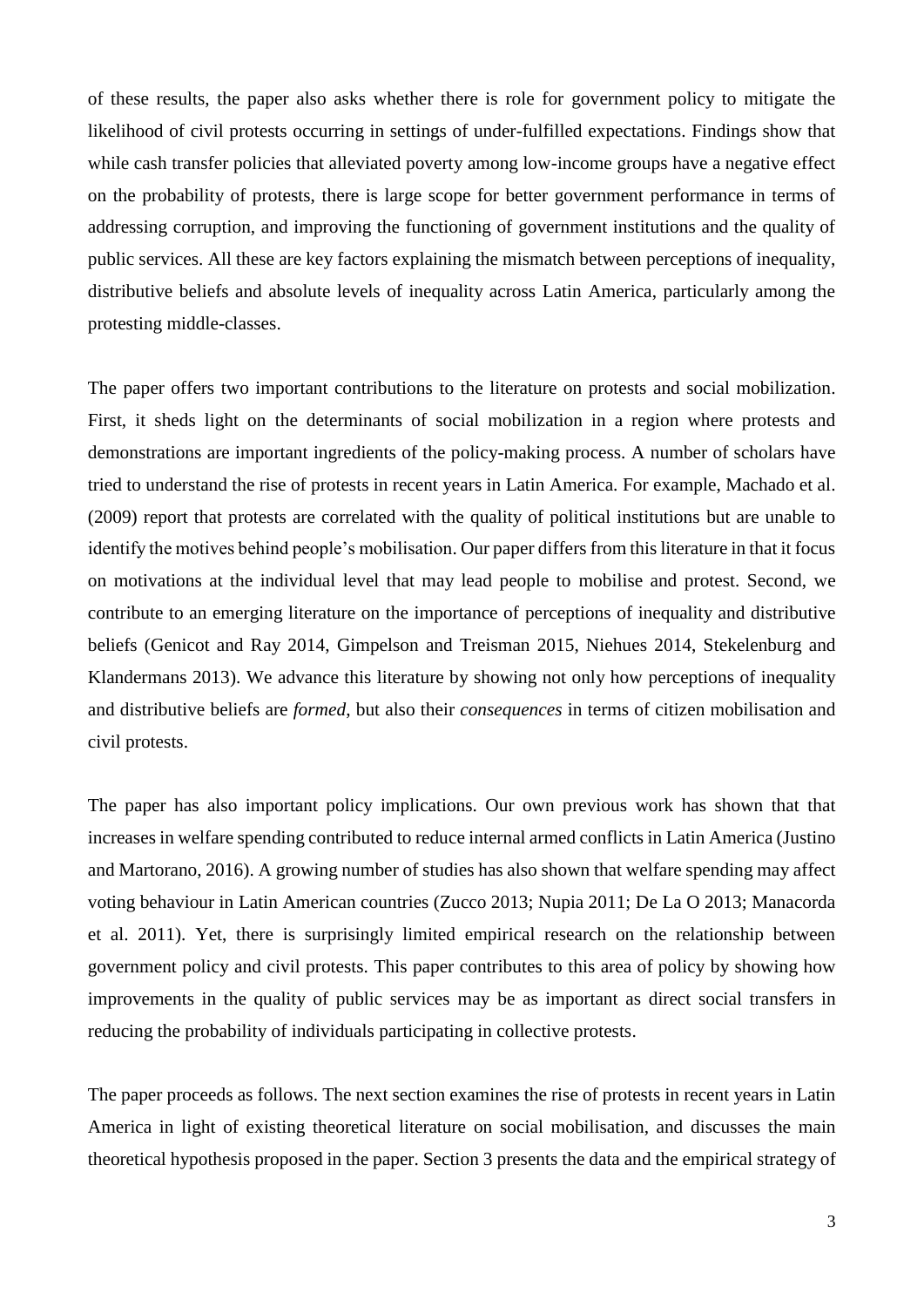of these results, the paper also asks whether there is role for government policy to mitigate the likelihood of civil protests occurring in settings of under-fulfilled expectations. Findings show that while cash transfer policies that alleviated poverty among low-income groups have a negative effect on the probability of protests, there is large scope for better government performance in terms of addressing corruption, and improving the functioning of government institutions and the quality of public services. All these are key factors explaining the mismatch between perceptions of inequality, distributive beliefs and absolute levels of inequality across Latin America, particularly among the protesting middle-classes.

The paper offers two important contributions to the literature on protests and social mobilization. First, it sheds light on the determinants of social mobilization in a region where protests and demonstrations are important ingredients of the policy-making process. A number of scholars have tried to understand the rise of protests in recent years in Latin America. For example, Machado et al. (2009) report that protests are correlated with the quality of political institutions but are unable to identify the motives behind people's mobilisation. Our paper differs from this literature in that it focus on motivations at the individual level that may lead people to mobilise and protest. Second, we contribute to an emerging literature on the importance of perceptions of inequality and distributive beliefs (Genicot and Ray 2014, Gimpelson and Treisman 2015, Niehues 2014, Stekelenburg and Klandermans 2013). We advance this literature by showing not only how perceptions of inequality and distributive beliefs are *formed*, but also their *consequences* in terms of citizen mobilisation and civil protests.

The paper has also important policy implications. Our own previous work has shown that that increases in welfare spending contributed to reduce internal armed conflicts in Latin America (Justino and Martorano, 2016). A growing number of studies has also shown that welfare spending may affect voting behaviour in Latin American countries (Zucco 2013; Nupia 2011; De La O 2013; Manacorda et al. 2011). Yet, there is surprisingly limited empirical research on the relationship between government policy and civil protests. This paper contributes to this area of policy by showing how improvements in the quality of public services may be as important as direct social transfers in reducing the probability of individuals participating in collective protests.

The paper proceeds as follows. The next section examines the rise of protests in recent years in Latin America in light of existing theoretical literature on social mobilisation, and discusses the main theoretical hypothesis proposed in the paper. Section 3 presents the data and the empirical strategy of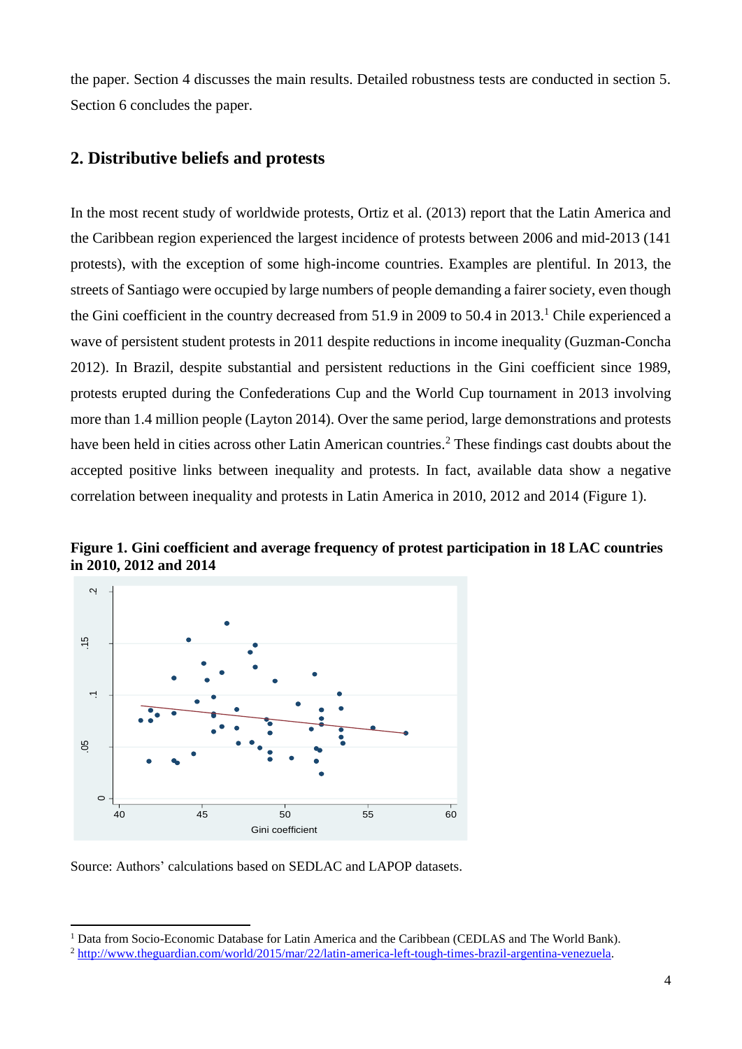the paper. Section 4 discusses the main results. Detailed robustness tests are conducted in section 5. Section 6 concludes the paper.

## 2. Distributive beliefs and protests

In the most recent study of worldwide protests, Ortiz et al. (2013) report that the Latin America and the Caribbean region experienced the largest incidence of protests between 2006 and mid-2013 (141 protests), with the exception of some high-income countries. Examples are plentiful. In 2013, the streets of Santiago were occupied by large numbers of people demanding a fairer society, even though the Gini coefficient in the country decreased from 51.9 in 2009 to 50.4 in 2013.[1] Chile experienced a wave of persistent student protests in 2011 despite reductions in income inequality (Guzman-Concha 2012). In Brazil, despite substantial and persistent reductions in the Gini coefficient since 1989, protests erupted during the Confederations Cup and the World Cup tournament in 2013 involving more than 1.4 million people (Layton 2014). Over the same period, large demonstrations and protests have been held in cities across other Latin American countries.[2] These findings cast doubts about the accepted positive links between inequality and protests. In fact, available data show a negative correlation between inequality and protests in Latin America in 2010, 2012 and 2014 (Figure 1).

**Figure 1. Gini coefficient and average frequency of protest participation in 18 LAC countries in 2010, 2012 and 2014**

Source: Authors' calculations based on SEDLAC and LAPOP datasets.

[1] Data from Socio-Economic Database for Latin America and the Caribbean (CEDLAS and The World Bank).

[2] http://www.theguardian.com/world/2015/mar/22/latin-america-left-tough-times-brazil-argentina-venezuela.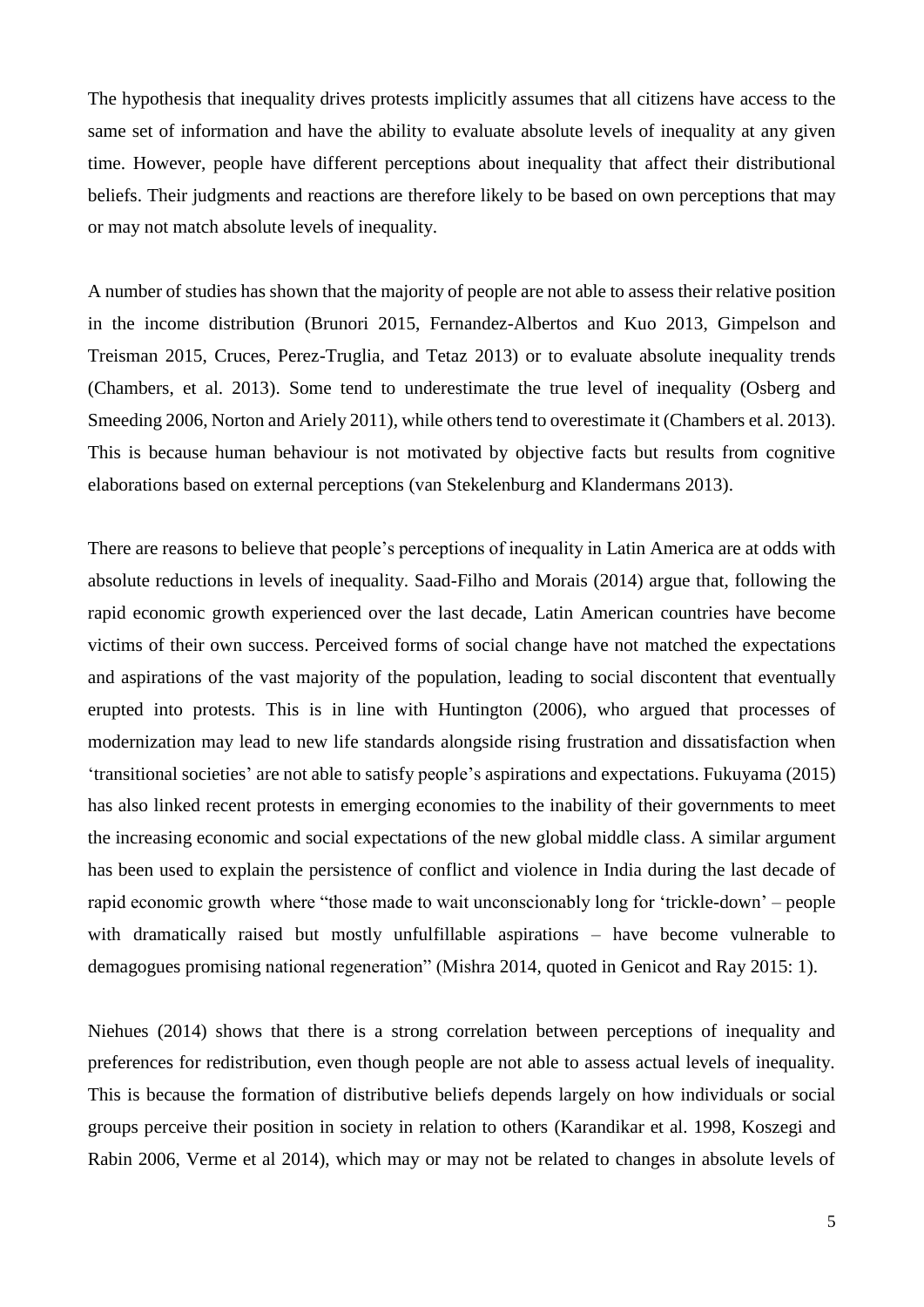The hypothesis that inequality drives protests implicitly assumes that all citizens have access to the same set of information and have the ability to evaluate absolute levels of inequality at any given time. However, people have different perceptions about inequality that affect their distributional beliefs. Their judgments and reactions are therefore likely to be based on own perceptions that may or may not match absolute levels of inequality.

A number of studies has shown that the majority of people are not able to assess their relative position in the income distribution (Brunori 2015, Fernandez-Albertos and Kuo 2013, Gimpelson and Treisman 2015, Cruces, Perez-Truglia, and Tetaz 2013) or to evaluate absolute inequality trends (Chambers, et al. 2013). Some tend to underestimate the true level of inequality (Osberg and Smeeding 2006, Norton and Ariely 2011), while others tend to overestimate it (Chambers et al. 2013). This is because human behaviour is not motivated by objective facts but results from cognitive elaborations based on external perceptions (van Stekelenburg and Klandermans 2013).

There are reasons to believe that people's perceptions of inequality in Latin America are at odds with absolute reductions in levels of inequality. Saad-Filho and Morais (2014) argue that, following the rapid economic growth experienced over the last decade, Latin American countries have become victims of their own success. Perceived forms of social change have not matched the expectations and aspirations of the vast majority of the population, leading to social discontent that eventually erupted into protests. This is in line with Huntington (2006), who argued that processes of modernization may lead to new life standards alongside rising frustration and dissatisfaction when 'transitional societies' are not able to satisfy people's aspirations and expectations. Fukuyama (2015) has also linked recent protests in emerging economies to the inability of their governments to meet the increasing economic and social expectations of the new global middle class. A similar argument has been used to explain the persistence of conflict and violence in India during the last decade of rapid economic growth where "those made to wait unconscionably long for 'trickle-down' – people with dramatically raised but mostly unfulfillable aspirations – have become vulnerable to demagogues promising national regeneration" (Mishra 2014, quoted in Genicot and Ray 2015: 1).

Niehues (2014) shows that there is a strong correlation between perceptions of inequality and preferences for redistribution, even though people are not able to assess actual levels of inequality. This is because the formation of distributive beliefs depends largely on how individuals or social groups perceive their position in society in relation to others (Karandikar et al. 1998, Koszegi and Rabin 2006, Verme et al 2014), which may or may not be related to changes in absolute levels of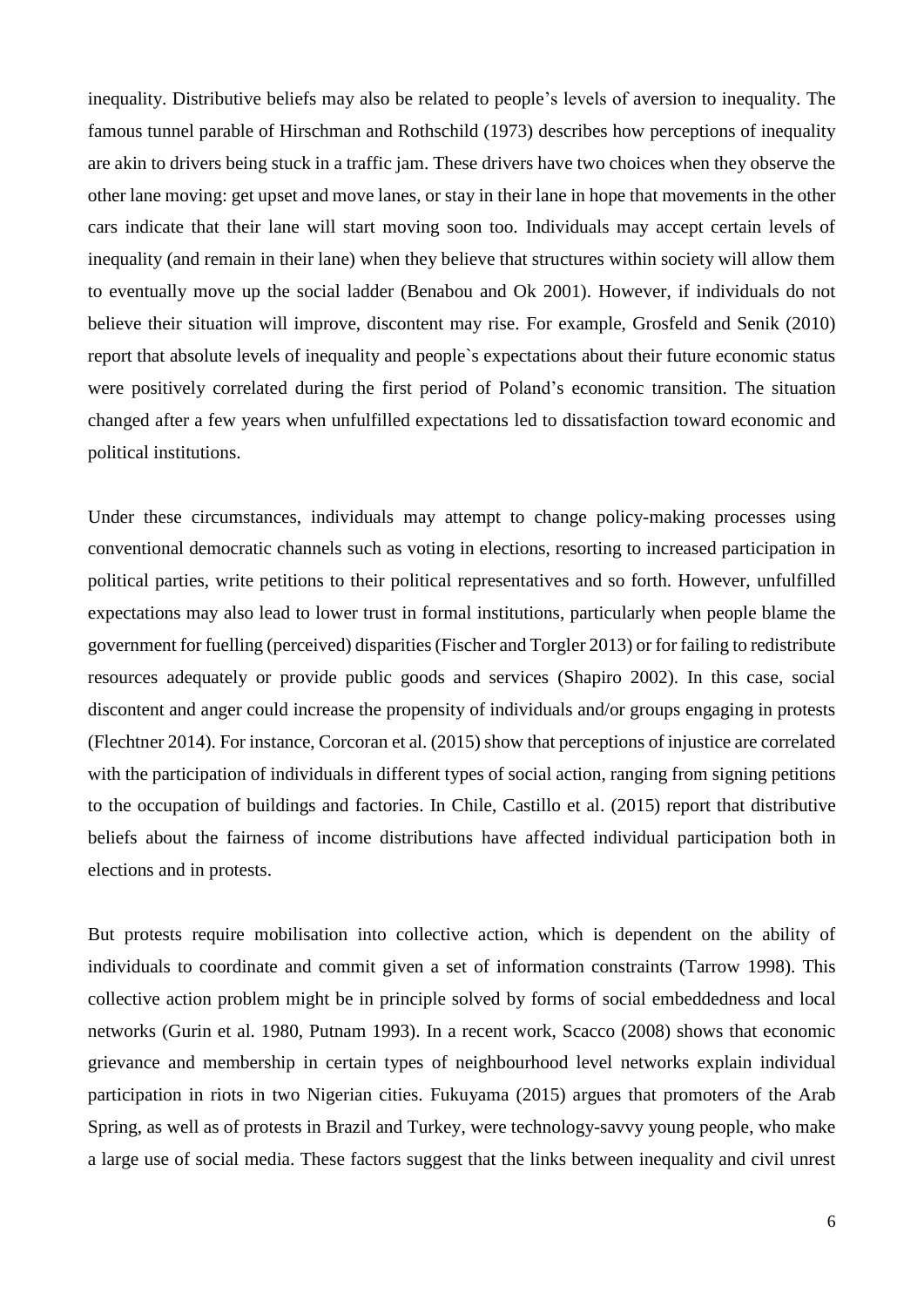inequality. Distributive beliefs may also be related to people's levels of aversion to inequality. The famous tunnel parable of Hirschman and Rothschild (1973) describes how perceptions of inequality are akin to drivers being stuck in a traffic jam. These drivers have two choices when they observe the other lane moving: get upset and move lanes, or stay in their lane in hope that movements in the other cars indicate that their lane will start moving soon too. Individuals may accept certain levels of inequality (and remain in their lane) when they believe that structures within society will allow them to eventually move up the social ladder (Benabou and Ok 2001). However, if individuals do not believe their situation will improve, discontent may rise. For example, Grosfeld and Senik (2010) report that absolute levels of inequality and people`s expectations about their future economic status were positively correlated during the first period of Poland's economic transition. The situation changed after a few years when unfulfilled expectations led to dissatisfaction toward economic and political institutions.

Under these circumstances, individuals may attempt to change policy-making processes using conventional democratic channels such as voting in elections, resorting to increased participation in political parties, write petitions to their political representatives and so forth. However, unfulfilled expectations may also lead to lower trust in formal institutions, particularly when people blame the government for fuelling (perceived) disparities (Fischer and Torgler 2013) or for failing to redistribute resources adequately or provide public goods and services (Shapiro 2002). In this case, social discontent and anger could increase the propensity of individuals and/or groups engaging in protests (Flechtner 2014). For instance, Corcoran et al. (2015) show that perceptions of injustice are correlated with the participation of individuals in different types of social action, ranging from signing petitions to the occupation of buildings and factories. In Chile, Castillo et al. (2015) report that distributive beliefs about the fairness of income distributions have affected individual participation both in elections and in protests.

But protests require mobilisation into collective action, which is dependent on the ability of individuals to coordinate and commit given a set of information constraints (Tarrow 1998). This collective action problem might be in principle solved by forms of social embeddedness and local networks (Gurin et al. 1980, Putnam 1993). In a recent work, Scacco (2008) shows that economic grievance and membership in certain types of neighbourhood level networks explain individual participation in riots in two Nigerian cities. Fukuyama (2015) argues that promoters of the Arab Spring, as well as of protests in Brazil and Turkey, were technology-savvy young people, who make a large use of social media. These factors suggest that the links between inequality and civil unrest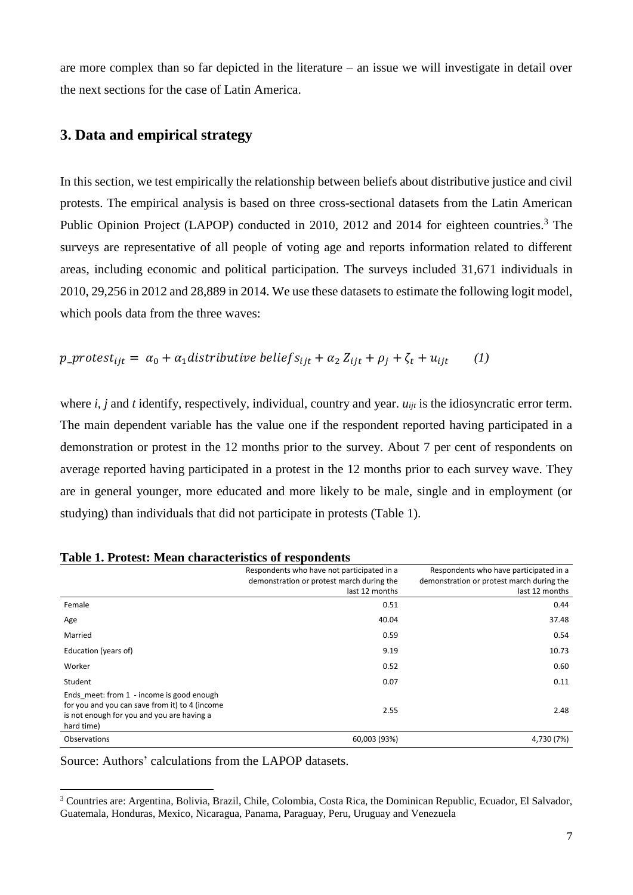are more complex than so far depicted in the literature – an issue we will investigate in detail over the next sections for the case of Latin America.

## 3. Data and empirical strategy

In this section, we test empirically the relationship between beliefs about distributive justice and civil protests. The empirical analysis is based on three cross-sectional datasets from the Latin American Public Opinion Project (LAPOP) conducted in 2010, 2012 and 2014 for eighteen countries.[3] The surveys are representative of all people of voting age and reports information related to different areas, including economic and political participation. The surveys included 31,671 individuals in 2010, 29,256 in 2012 and 28,889 in 2014. We use these datasets to estimate the following logit model, which pools data from the three waves:

$$p\_protest_{ijt} = \alpha_0 + \alpha_1 distributive\ beliefs_{ijt} + \alpha_2 Z_{ijt} + \rho_j + \zeta_t + u_{ijt} \qquad (1)$$

where *i*, *j* and *t* identify, respectively, individual, country and year. $u_{ijt}$ is the idiosyncratic error term. The main dependent variable has the value one if the respondent reported having participated in a demonstration or protest in the 12 months prior to the survey. About 7 per cent of respondents on average reported having participated in a protest in the 12 months prior to each survey wave. They are in general younger, more educated and more likely to be male, single and in employment (or studying) than individuals that did not participate in protests (Table 1).

**Table 1. Protest: Mean characteristics of respondents**

| | Respondents who have not participated in a demonstration or protest march during the last 12 months | Respondents who have participated in a demonstration or protest march during the last 12 months |
|---|---|---|
| Female | 0.51 | 0.44 |
| Age | 40.04 | 37.48 |
| Married | 0.59 | 0.54 |
| Education (years of) | 9.19 | 10.73 |
| Worker | 0.52 | 0.60 |
| Student | 0.07 | 0.11 |
| Ends_meet: from 1 - income is good enough for you and you can save from it) to 4 (income is not enough for you and you are having a hard time) | 2.55 | 2.48 |
| Observations | 60,003 (93%) | 4,730 (7%) |

Source: Authors' calculations from the LAPOP datasets.

[3] Countries are: Argentina, Bolivia, Brazil, Chile, Colombia, Costa Rica, the Dominican Republic, Ecuador, El Salvador, Guatemala, Honduras, Mexico, Nicaragua, Panama, Paraguay, Peru, Uruguay and Venezuela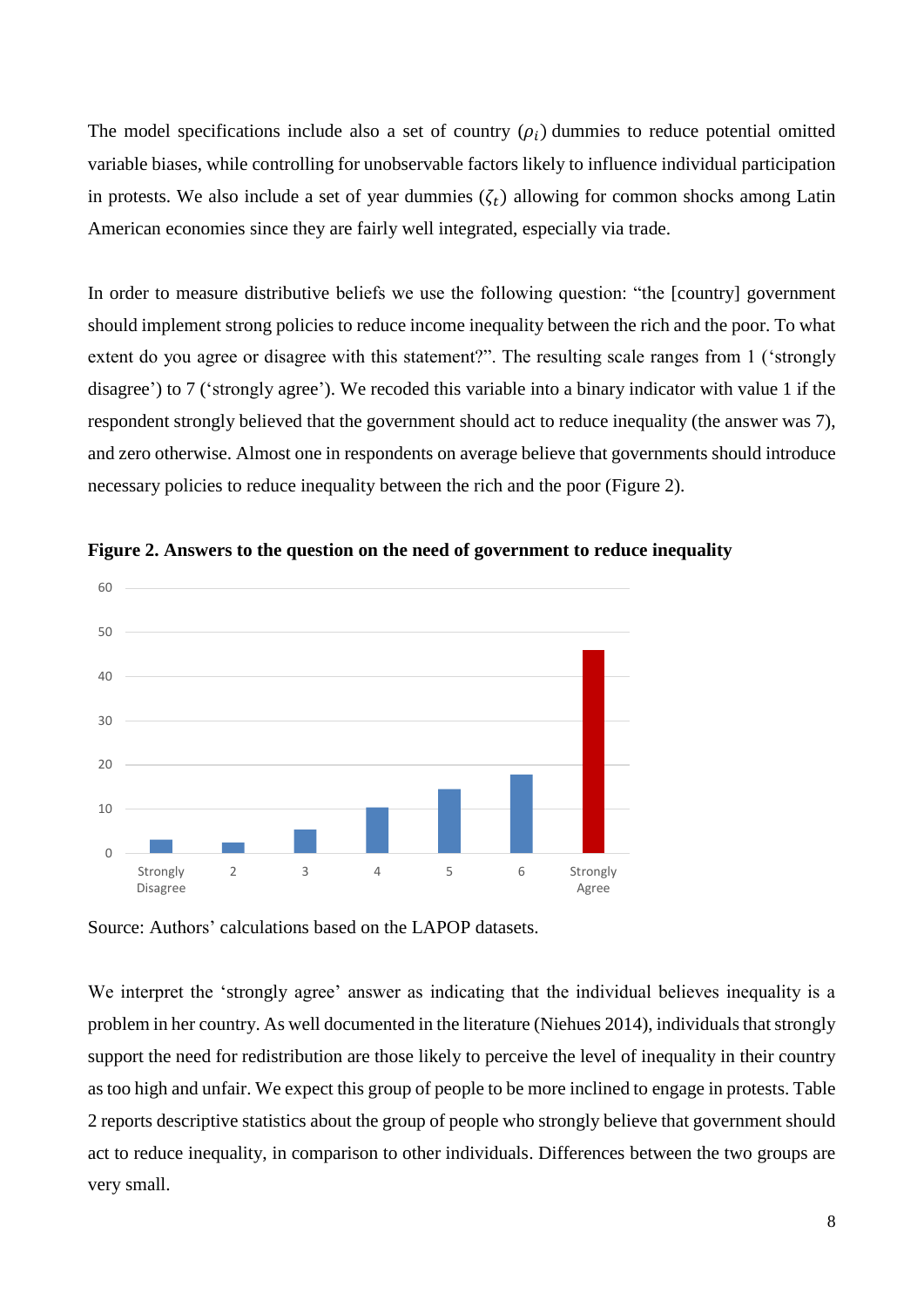The model specifications include also a set of country ($\rho_i$) dummies to reduce potential omitted variable biases, while controlling for unobservable factors likely to influence individual participation in protests. We also include a set of year dummies ($\zeta_t$) allowing for common shocks among Latin American economies since they are fairly well integrated, especially via trade.

In order to measure distributive beliefs we use the following question: "the [country] government should implement strong policies to reduce income inequality between the rich and the poor. To what extent do you agree or disagree with this statement?". The resulting scale ranges from 1 ('strongly disagree') to 7 ('strongly agree'). We recoded this variable into a binary indicator with value 1 if the respondent strongly believed that the government should act to reduce inequality (the answer was 7), and zero otherwise. Almost one in respondents on average believe that governments should introduce necessary policies to reduce inequality between the rich and the poor (Figure 2).

**Figure 2. Answers to the question on the need of government to reduce inequality**

Source: Authors' calculations based on the LAPOP datasets.

We interpret the 'strongly agree' answer as indicating that the individual believes inequality is a problem in her country. As well documented in the literature (Niehues 2014), individuals that strongly support the need for redistribution are those likely to perceive the level of inequality in their country as too high and unfair. We expect this group of people to be more inclined to engage in protests. Table 2 reports descriptive statistics about the group of people who strongly believe that government should act to reduce inequality, in comparison to other individuals. Differences between the two groups are very small.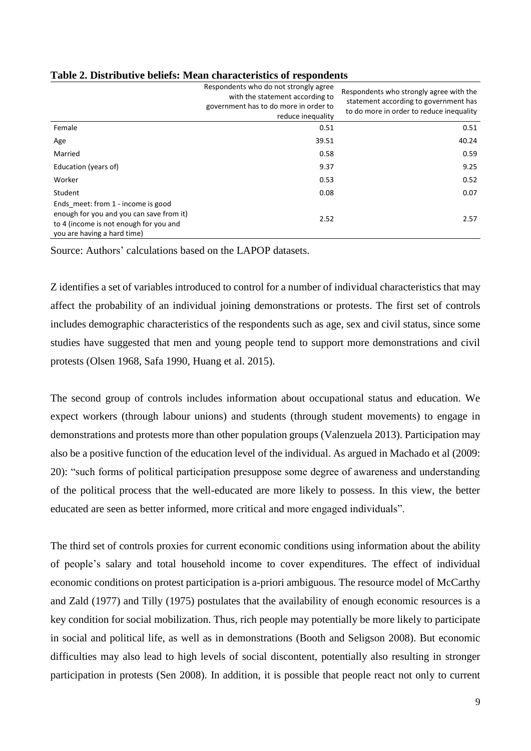**Table 2. Distributive beliefs: Mean characteristics of respondents**

| | Respondents who do not strongly agree with the statement according to government has to do more in order to reduce inequality | Respondents who strongly agree with the statement according to government has to do more in order to reduce inequality |
|---|---|---|
| Female | 0.51 | 0.51 |
| Age | 39.51 | 40.24 |
| Married | 0.58 | 0.59 |
| Education (years of) | 9.37 | 9.25 |
| Worker | 0.53 | 0.52 |
| Student | 0.08 | 0.07 |
| Ends_meet: from 1 - income is good enough for you and you can save from it) to 4 (income is not enough for you and you are having a hard time) | 2.52 | 2.57 |

Source: Authors' calculations based on the LAPOP datasets.

Z identifies a set of variables introduced to control for a number of individual characteristics that may affect the probability of an individual joining demonstrations or protests. The first set of controls includes demographic characteristics of the respondents such as age, sex and civil status, since some studies have suggested that men and young people tend to support more demonstrations and civil protests (Olsen 1968, Safa 1990, Huang et al. 2015).

The second group of controls includes information about occupational status and education. We expect workers (through labour unions) and students (through student movements) to engage in demonstrations and protests more than other population groups (Valenzuela 2013). Participation may also be a positive function of the education level of the individual. As argued in Machado et al (2009: 20): "such forms of political participation presuppose some degree of awareness and understanding of the political process that the well-educated are more likely to possess. In this view, the better educated are seen as better informed, more critical and more engaged individuals".

The third set of controls proxies for current economic conditions using information about the ability of people's salary and total household income to cover expenditures. The effect of individual economic conditions on protest participation is a-priori ambiguous. The resource model of McCarthy and Zald (1977) and Tilly (1975) postulates that the availability of enough economic resources is a key condition for social mobilization. Thus, rich people may potentially be more likely to participate in social and political life, as well as in demonstrations (Booth and Seligson 2008). But economic difficulties may also lead to high levels of social discontent, potentially also resulting in stronger participation in protests (Sen 2008). In addition, it is possible that people react not only to current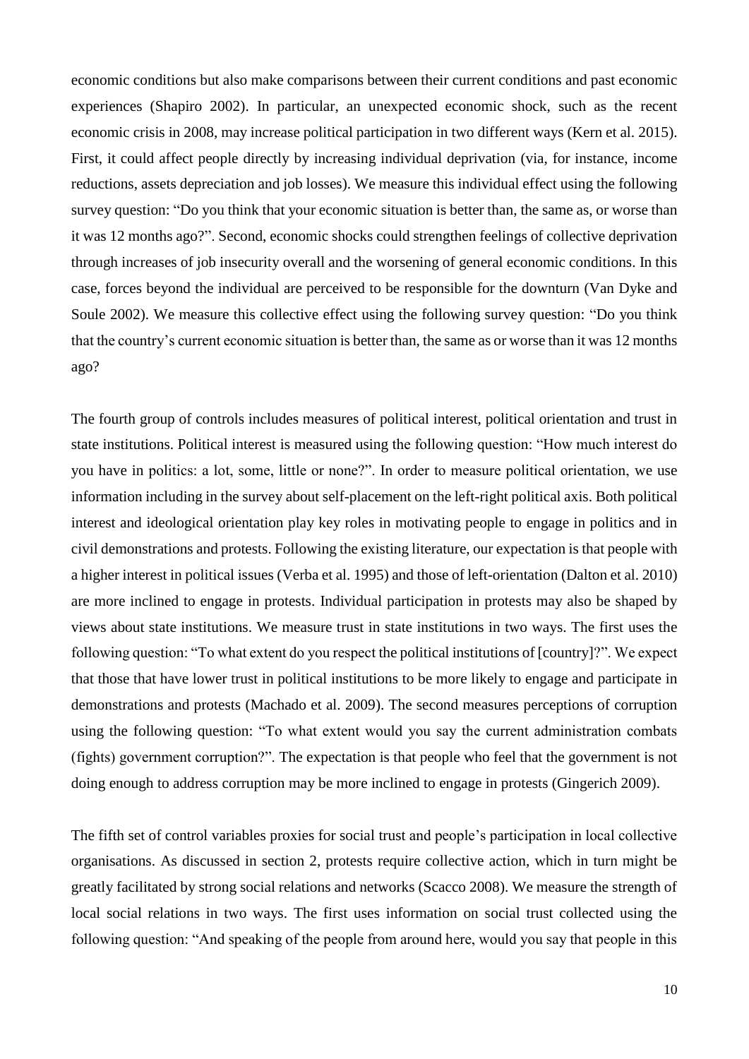economic conditions but also make comparisons between their current conditions and past economic experiences (Shapiro 2002). In particular, an unexpected economic shock, such as the recent economic crisis in 2008, may increase political participation in two different ways (Kern et al. 2015). First, it could affect people directly by increasing individual deprivation (via, for instance, income reductions, assets depreciation and job losses). We measure this individual effect using the following survey question: "Do you think that your economic situation is better than, the same as, or worse than it was 12 months ago?". Second, economic shocks could strengthen feelings of collective deprivation through increases of job insecurity overall and the worsening of general economic conditions. In this case, forces beyond the individual are perceived to be responsible for the downturn (Van Dyke and Soule 2002). We measure this collective effect using the following survey question: "Do you think that the country's current economic situation is better than, the same as or worse than it was 12 months ago?

The fourth group of controls includes measures of political interest, political orientation and trust in state institutions. Political interest is measured using the following question: "How much interest do you have in politics: a lot, some, little or none?". In order to measure political orientation, we use information including in the survey about self-placement on the left-right political axis. Both political interest and ideological orientation play key roles in motivating people to engage in politics and in civil demonstrations and protests. Following the existing literature, our expectation is that people with a higher interest in political issues (Verba et al. 1995) and those of left-orientation (Dalton et al. 2010) are more inclined to engage in protests. Individual participation in protests may also be shaped by views about state institutions. We measure trust in state institutions in two ways. The first uses the following question: "To what extent do you respect the political institutions of [country]?". We expect that those that have lower trust in political institutions to be more likely to engage and participate in demonstrations and protests (Machado et al. 2009). The second measures perceptions of corruption using the following question: "To what extent would you say the current administration combats (fights) government corruption?". The expectation is that people who feel that the government is not doing enough to address corruption may be more inclined to engage in protests (Gingerich 2009).

The fifth set of control variables proxies for social trust and people's participation in local collective organisations. As discussed in section 2, protests require collective action, which in turn might be greatly facilitated by strong social relations and networks (Scacco 2008). We measure the strength of local social relations in two ways. The first uses information on social trust collected using the following question: "And speaking of the people from around here, would you say that people in this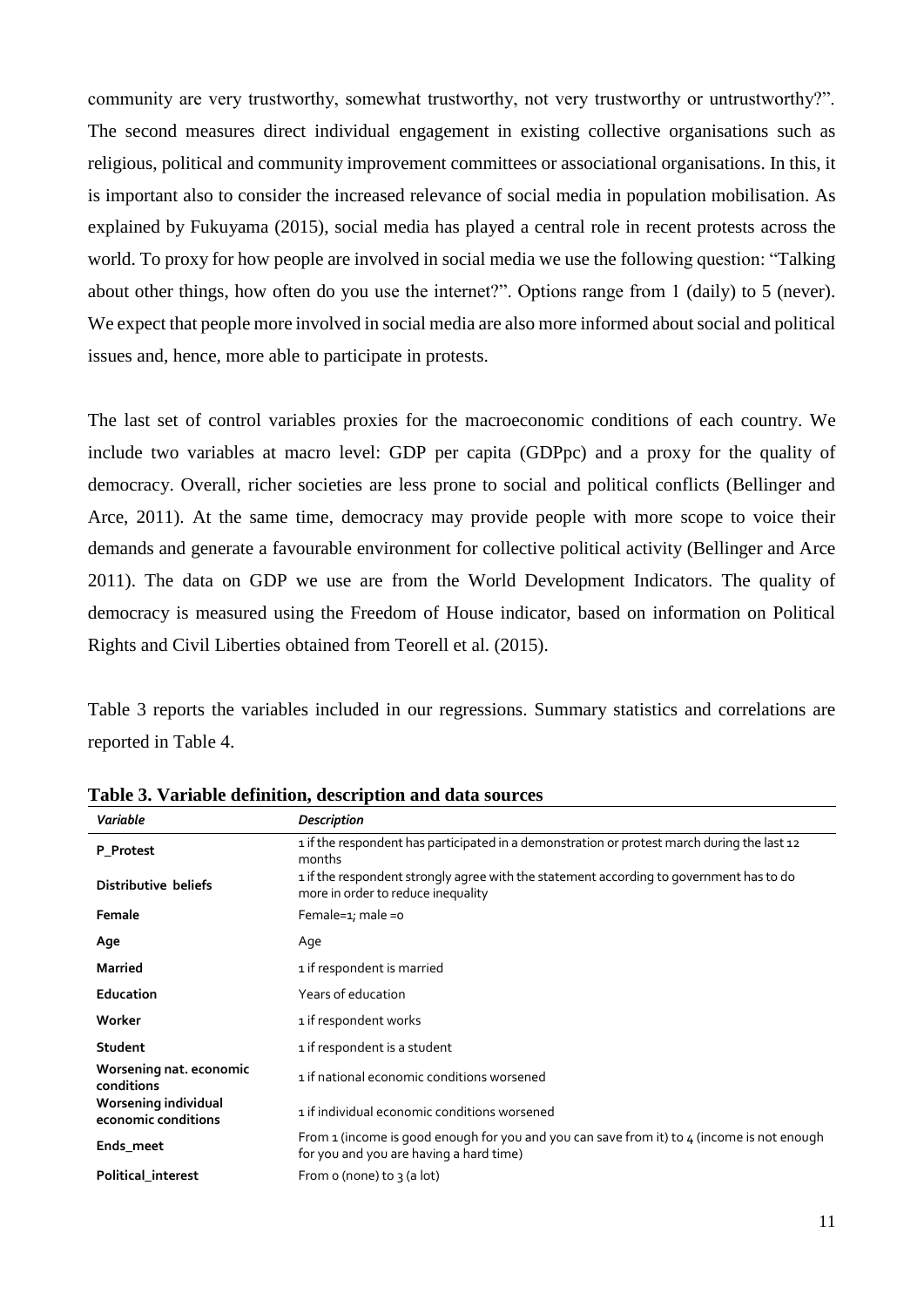community are very trustworthy, somewhat trustworthy, not very trustworthy or untrustworthy?". The second measures direct individual engagement in existing collective organisations such as religious, political and community improvement committees or associational organisations. In this, it is important also to consider the increased relevance of social media in population mobilisation. As explained by Fukuyama (2015), social media has played a central role in recent protests across the world. To proxy for how people are involved in social media we use the following question: "Talking about other things, how often do you use the internet?". Options range from 1 (daily) to 5 (never). We expect that people more involved in social media are also more informed about social and political issues and, hence, more able to participate in protests.

The last set of control variables proxies for the macroeconomic conditions of each country. We include two variables at macro level: GDP per capita (GDPpc) and a proxy for the quality of democracy. Overall, richer societies are less prone to social and political conflicts (Bellinger and Arce, 2011). At the same time, democracy may provide people with more scope to voice their demands and generate a favourable environment for collective political activity (Bellinger and Arce 2011). The data on GDP we use are from the World Development Indicators. The quality of democracy is measured using the Freedom of House indicator, based on information on Political Rights and Civil Liberties obtained from Teorell et al. (2015).

Table 3 reports the variables included in our regressions. Summary statistics and correlations are reported in Table 4.

**Table 3. Variable definition, description and data sources**

| *Variable* | *Description* |
|---|---|
| **P_Protest** | 1 if the respondent has participated in a demonstration or protest march during the last 12 months |
| **Distributive beliefs** | 1 if the respondent strongly agree with the statement according to government has to do more in order to reduce inequality |
| **Female** | Female=1; male =0 |
| **Age** | Age |
| **Married** | 1 if respondent is married |
| **Education** | Years of education |
| **Worker** | 1 if respondent works |
| **Student** | 1 if respondent is a student |
| **Worsening nat. economic conditions** | 1 if national economic conditions worsened |
| **Worsening individual economic conditions** | 1 if individual economic conditions worsened |
| **Ends_meet** | From 1 (income is good enough for you and you can save from it) to 4 (income is not enough for you and you are having a hard time) |
| **Political_interest** | From 0 (none) to 3 (a lot) |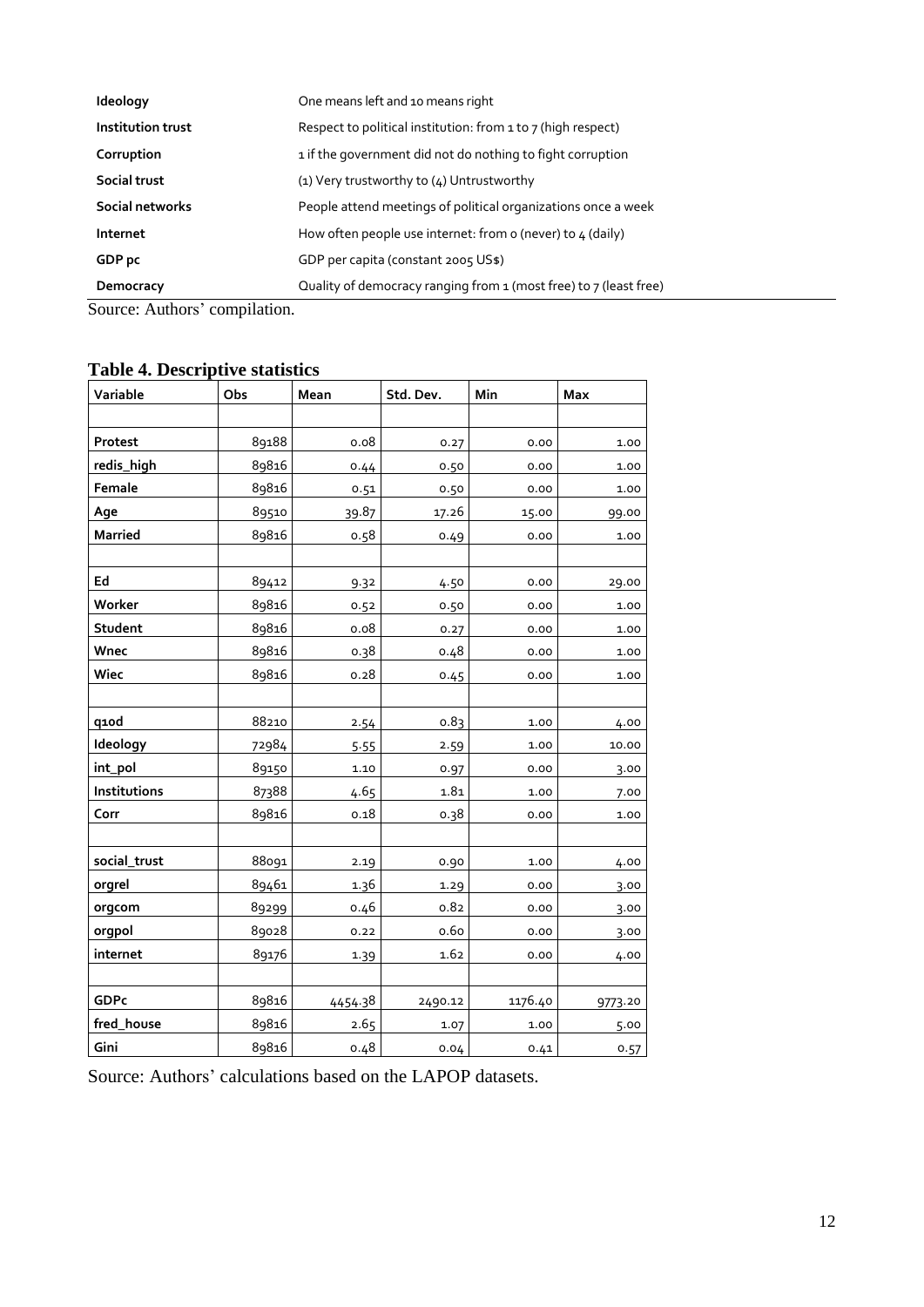| | |
|---|---|
| **Ideology** | One means left and 10 means right |
| **Institution trust** | Respect to political institution: from 1 to 7 (high respect) |
| **Corruption** | 1 if the government did not do nothing to fight corruption |
| **Social trust** | (1) Very trustworthy to (4) Untrustworthy |
| **Social networks** | People attend meetings of political organizations once a week |
| **Internet** | How often people use internet: from 0 (never) to 4 (daily) |
| **GDP pc** | GDP per capita (constant 2005 US$) |
| **Democracy** | Quality of democracy ranging from 1 (most free) to 7 (least free) |

Source: Authors' compilation.

**Table 4. Descriptive statistics**

| Variable | Obs | Mean | Std. Dev. | Min | Max |
|---|---|---|---|---|---|
| | | | | | |
| **Protest** | 89188 | 0.08 | 0.27 | 0.00 | 1.00 |
| **redis_high** | 89816 | 0.44 | 0.50 | 0.00 | 1.00 |
| **Female** | 89816 | 0.51 | 0.50 | 0.00 | 1.00 |
| **Age** | 89510 | 39.87 | 17.26 | 15.00 | 99.00 |
| **Married** | 89816 | 0.58 | 0.49 | 0.00 | 1.00 |
| | | | | | |
| **Ed** | 89412 | 9.32 | 4.50 | 0.00 | 29.00 |
| **Worker** | 89816 | 0.52 | 0.50 | 0.00 | 1.00 |
| **Student** | 89816 | 0.08 | 0.27 | 0.00 | 1.00 |
| **Wnec** | 89816 | 0.38 | 0.48 | 0.00 | 1.00 |
| **Wiec** | 89816 | 0.28 | 0.45 | 0.00 | 1.00 |
| | | | | | |
| **q10d** | 88210 | 2.54 | 0.83 | 1.00 | 4.00 |
| **Ideology** | 72984 | 5.55 | 2.59 | 1.00 | 10.00 |
| **int_pol** | 89150 | 1.10 | 0.97 | 0.00 | 3.00 |
| **Institutions** | 87388 | 4.65 | 1.81 | 1.00 | 7.00 |
| **Corr** | 89816 | 0.18 | 0.38 | 0.00 | 1.00 |
| | | | | | |
| **social_trust** | 88091 | 2.19 | 0.90 | 1.00 | 4.00 |
| **orgrel** | 89461 | 1.36 | 1.29 | 0.00 | 3.00 |
| **orgcom** | 89299 | 0.46 | 0.82 | 0.00 | 3.00 |
| **orgpol** | 89028 | 0.22 | 0.60 | 0.00 | 3.00 |
| **internet** | 89176 | 1.39 | 1.62 | 0.00 | 4.00 |
| | | | | | |
| **GDPc** | 89816 | 4454.38 | 2490.12 | 1176.40 | 9773.20 |
| **fred_house** | 89816 | 2.65 | 1.07 | 1.00 | 5.00 |
| **Gini** | 89816 | 0.48 | 0.04 | 0.41 | 0.57 |

Source: Authors' calculations based on the LAPOP datasets.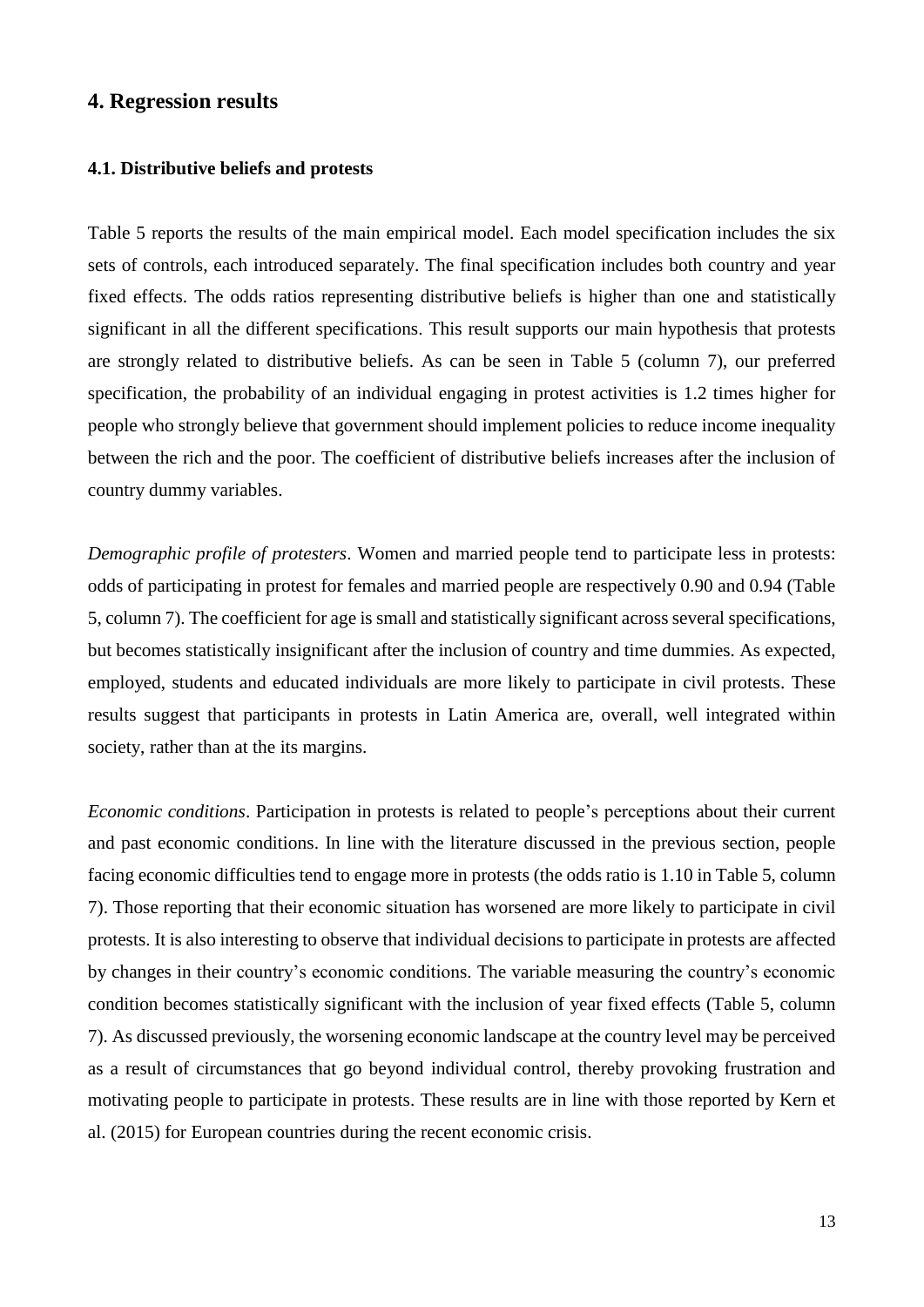## 4. Regression results

### 4.1. Distributive beliefs and protests

Table 5 reports the results of the main empirical model. Each model specification includes the six sets of controls, each introduced separately. The final specification includes both country and year fixed effects. The odds ratios representing distributive beliefs is higher than one and statistically significant in all the different specifications. This result supports our main hypothesis that protests are strongly related to distributive beliefs. As can be seen in Table 5 (column 7), our preferred specification, the probability of an individual engaging in protest activities is 1.2 times higher for people who strongly believe that government should implement policies to reduce income inequality between the rich and the poor. The coefficient of distributive beliefs increases after the inclusion of country dummy variables.

*Demographic profile of protesters*. Women and married people tend to participate less in protests: odds of participating in protest for females and married people are respectively 0.90 and 0.94 (Table 5, column 7). The coefficient for age is small and statistically significant across several specifications, but becomes statistically insignificant after the inclusion of country and time dummies. As expected, employed, students and educated individuals are more likely to participate in civil protests. These results suggest that participants in protests in Latin America are, overall, well integrated within society, rather than at the its margins.

*Economic conditions*. Participation in protests is related to people's perceptions about their current and past economic conditions. In line with the literature discussed in the previous section, people facing economic difficulties tend to engage more in protests (the odds ratio is 1.10 in Table 5, column 7). Those reporting that their economic situation has worsened are more likely to participate in civil protests. It is also interesting to observe that individual decisions to participate in protests are affected by changes in their country's economic conditions. The variable measuring the country's economic condition becomes statistically significant with the inclusion of year fixed effects (Table 5, column 7). As discussed previously, the worsening economic landscape at the country level may be perceived as a result of circumstances that go beyond individual control, thereby provoking frustration and motivating people to participate in protests. These results are in line with those reported by Kern et al. (2015) for European countries during the recent economic crisis.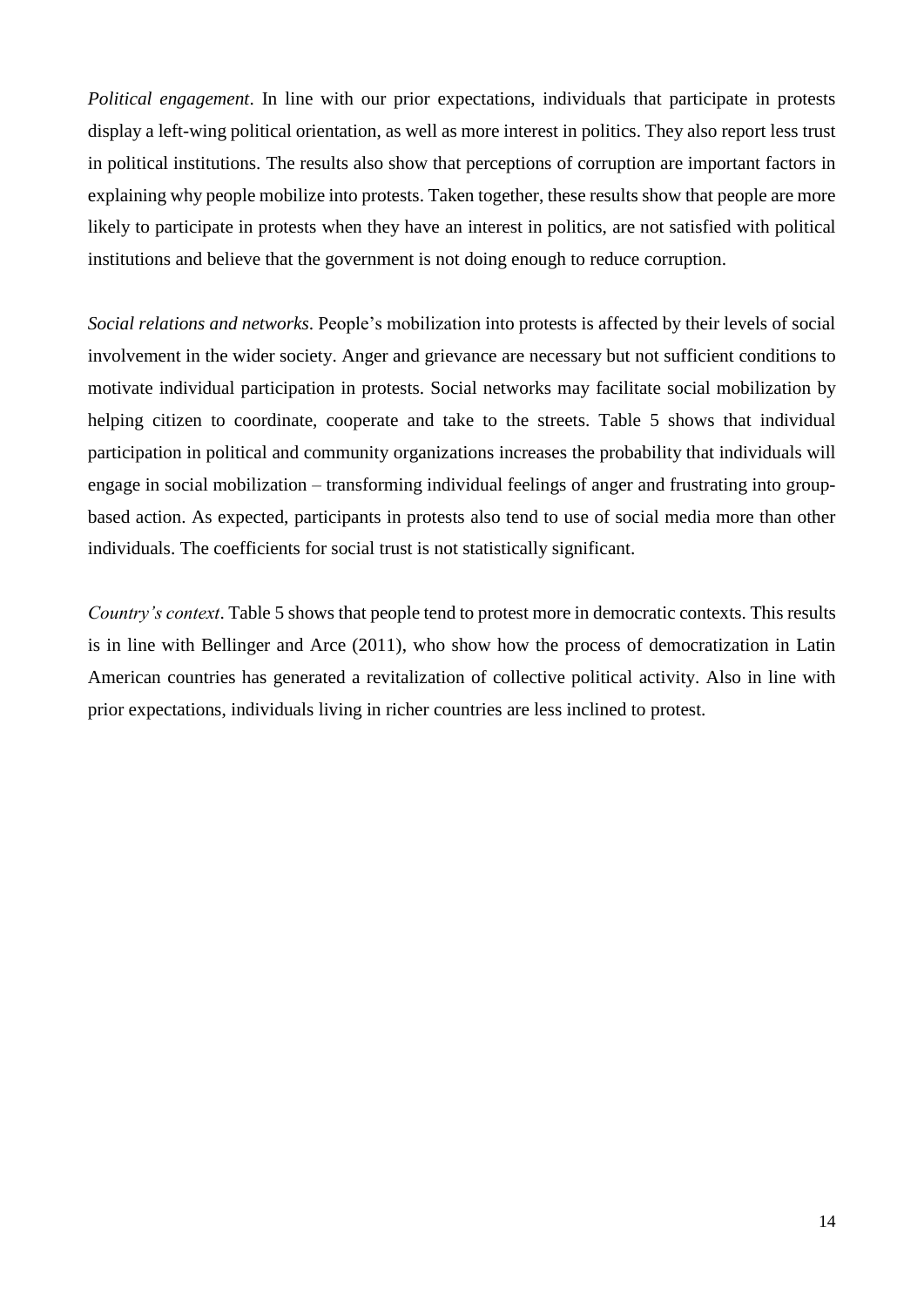*Political engagement*. In line with our prior expectations, individuals that participate in protests display a left-wing political orientation, as well as more interest in politics. They also report less trust in political institutions. The results also show that perceptions of corruption are important factors in explaining why people mobilize into protests. Taken together, these results show that people are more likely to participate in protests when they have an interest in politics, are not satisfied with political institutions and believe that the government is not doing enough to reduce corruption.

*Social relations and networks*. People's mobilization into protests is affected by their levels of social involvement in the wider society. Anger and grievance are necessary but not sufficient conditions to motivate individual participation in protests. Social networks may facilitate social mobilization by helping citizen to coordinate, cooperate and take to the streets. Table 5 shows that individual participation in political and community organizations increases the probability that individuals will engage in social mobilization – transforming individual feelings of anger and frustrating into group-based action. As expected, participants in protests also tend to use of social media more than other individuals. The coefficients for social trust is not statistically significant.

*Country's context*. Table 5 shows that people tend to protest more in democratic contexts. This results is in line with Bellinger and Arce (2011), who show how the process of democratization in Latin American countries has generated a revitalization of collective political activity. Also in line with prior expectations, individuals living in richer countries are less inclined to protest.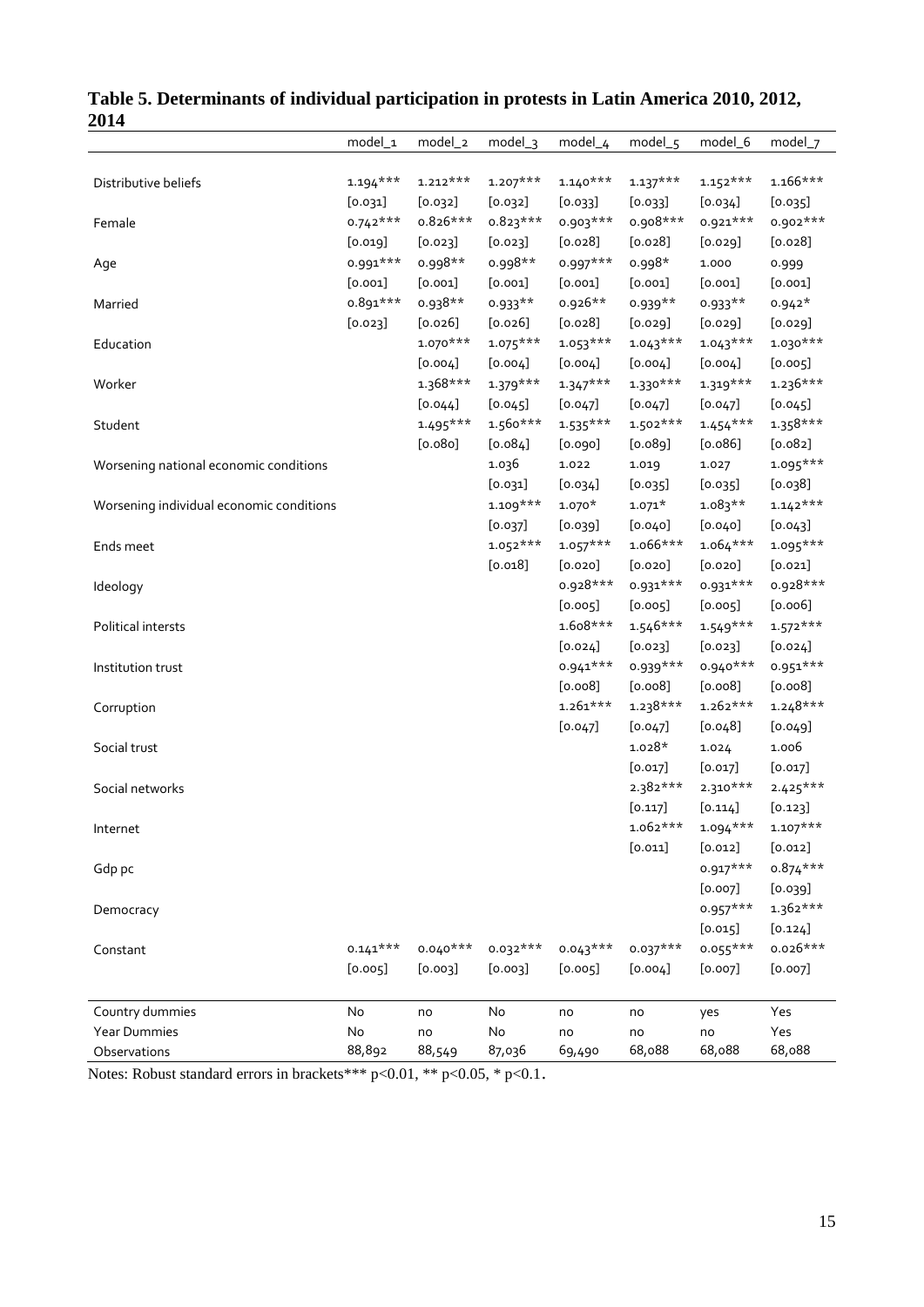**Table 5. Determinants of individual participation in protests in Latin America 2010, 2012, 2014**

| | model_1 | model_2 | model_3 | model_4 | model_5 | model_6 | model_7 |
|---|---|---|---|---|---|---|---|
| Distributive beliefs | 1.194*** | 1.212*** | 1.207*** | 1.140*** | 1.137*** | 1.152*** | 1.166*** |
| | [0.031] | [0.032] | [0.032] | [0.033] | [0.033] | [0.034] | [0.035] |
| Female | 0.742*** | 0.826*** | 0.823*** | 0.903*** | 0.908*** | 0.921*** | 0.902*** |
| | [0.019] | [0.023] | [0.023] | [0.028] | [0.028] | [0.029] | [0.028] |
| Age | 0.991*** | 0.998** | 0.998** | 0.997*** | 0.998* | 1.000 | 0.999 |
| | [0.001] | [0.001] | [0.001] | [0.001] | [0.001] | [0.001] | [0.001] |
| Married | 0.891*** | 0.938** | 0.933** | 0.926** | 0.939** | 0.933** | 0.942* |
| | [0.023] | [0.026] | [0.026] | [0.028] | [0.029] | [0.029] | [0.029] |
| Education | | 1.070*** | 1.075*** | 1.053*** | 1.043*** | 1.043*** | 1.030*** |
| | | [0.004] | [0.004] | [0.004] | [0.004] | [0.004] | [0.005] |
| Worker | | 1.368*** | 1.379*** | 1.347*** | 1.330*** | 1.319*** | 1.236*** |
| | | [0.044] | [0.045] | [0.047] | [0.047] | [0.047] | [0.045] |
| Student | | 1.495*** | 1.560*** | 1.535*** | 1.502*** | 1.454*** | 1.358*** |
| | | [0.080] | [0.084] | [0.090] | [0.089] | [0.086] | [0.082] |
| Worsening national economic conditions | | | 1.036 | 1.022 | 1.019 | 1.027 | 1.095*** |
| | | | [0.031] | [0.034] | [0.035] | [0.035] | [0.038] |
| Worsening individual economic conditions | | | 1.109*** | 1.070* | 1.071* | 1.083** | 1.142*** |
| | | | [0.037] | [0.039] | [0.040] | [0.040] | [0.043] |
| Ends meet | | | 1.052*** | 1.057*** | 1.066*** | 1.064*** | 1.095*** |
| | | | [0.018] | [0.020] | [0.020] | [0.020] | [0.021] |
| Ideology | | | | 0.928*** | 0.931*** | 0.931*** | 0.928*** |
| | | | | [0.005] | [0.005] | [0.005] | [0.006] |
| Political intersts | | | | 1.608*** | 1.546*** | 1.549*** | 1.572*** |
| | | | | [0.024] | [0.023] | [0.023] | [0.024] |
| Institution trust | | | | 0.941*** | 0.939*** | 0.940*** | 0.951*** |
| | | | | [0.008] | [0.008] | [0.008] | [0.008] |
| Corruption | | | | 1.261*** | 1.238*** | 1.262*** | 1.248*** |
| | | | | [0.047] | [0.047] | [0.048] | [0.049] |
| Social trust | | | | | 1.028* | 1.024 | 1.006 |
| | | | | | [0.017] | [0.017] | [0.017] |
| Social networks | | | | | 2.382*** | 2.310*** | 2.425*** |
| | | | | | [0.117] | [0.114] | [0.123] |
| Internet | | | | | 1.062*** | 1.094*** | 1.107*** |
| | | | | | [0.011] | [0.012] | [0.012] |
| Gdp pc | | | | | | 0.917*** | 0.874*** |
| | | | | | | [0.007] | [0.039] |
| Democracy | | | | | | 0.957*** | 1.362*** |
| | | | | | | [0.015] | [0.124] |
| Constant | 0.141*** | 0.040*** | 0.032*** | 0.043*** | 0.037*** | 0.055*** | 0.026*** |
| | [0.005] | [0.003] | [0.003] | [0.005] | [0.004] | [0.007] | [0.007] |
| Country dummies | No | no | No | no | no | yes | Yes |
| Year Dummies | No | no | No | no | no | no | Yes |
| Observations | 88,892 | 88,549 | 87,036 | 69,490 | 68,088 | 68,088 | 68,088 |

Notes: Robust standard errors in brackets*** p<0.01, ** p<0.05, * p<0.1.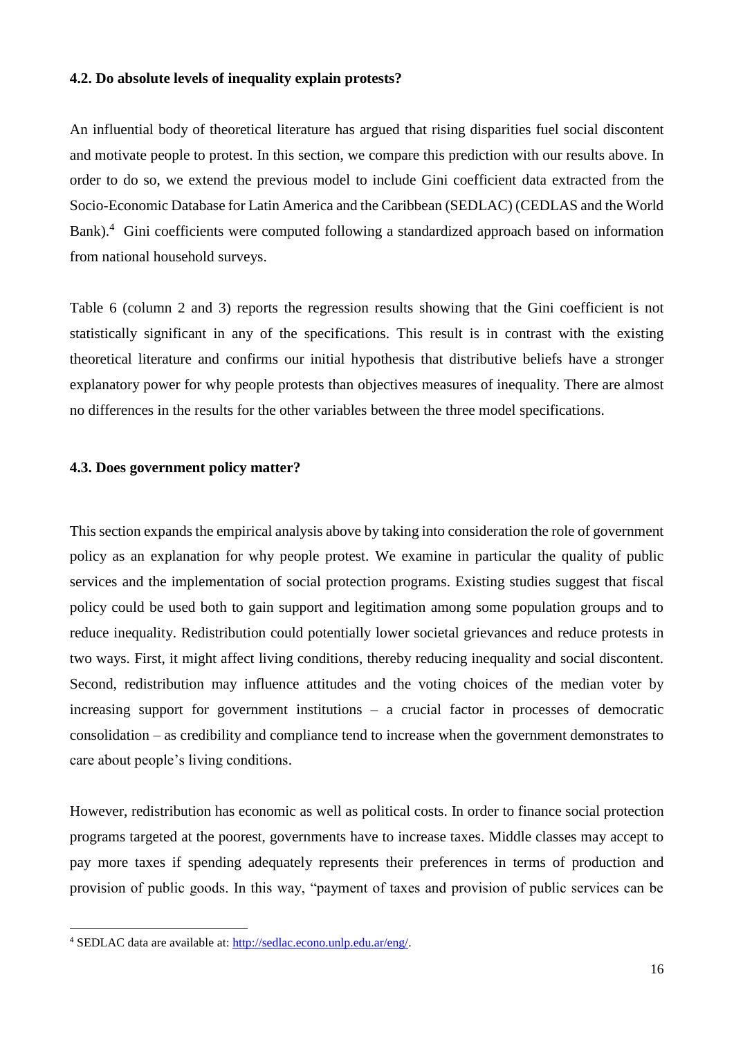### 4.2. Do absolute levels of inequality explain protests?

An influential body of theoretical literature has argued that rising disparities fuel social discontent and motivate people to protest. In this section, we compare this prediction with our results above. In order to do so, we extend the previous model to include Gini coefficient data extracted from the Socio-Economic Database for Latin America and the Caribbean (SEDLAC) (CEDLAS and the World Bank).[4] Gini coefficients were computed following a standardized approach based on information from national household surveys.

Table 6 (column 2 and 3) reports the regression results showing that the Gini coefficient is not statistically significant in any of the specifications. This result is in contrast with the existing theoretical literature and confirms our initial hypothesis that distributive beliefs have a stronger explanatory power for why people protests than objectives measures of inequality. There are almost no differences in the results for the other variables between the three model specifications.

### 4.3. Does government policy matter?

This section expands the empirical analysis above by taking into consideration the role of government policy as an explanation for why people protest. We examine in particular the quality of public services and the implementation of social protection programs. Existing studies suggest that fiscal policy could be used both to gain support and legitimation among some population groups and to reduce inequality. Redistribution could potentially lower societal grievances and reduce protests in two ways. First, it might affect living conditions, thereby reducing inequality and social discontent. Second, redistribution may influence attitudes and the voting choices of the median voter by increasing support for government institutions – a crucial factor in processes of democratic consolidation – as credibility and compliance tend to increase when the government demonstrates to care about people's living conditions.

However, redistribution has economic as well as political costs. In order to finance social protection programs targeted at the poorest, governments have to increase taxes. Middle classes may accept to pay more taxes if spending adequately represents their preferences in terms of production and provision of public goods. In this way, "payment of taxes and provision of public services can be

[4] SEDLAC data are available at: http://sedlac.econo.unlp.edu.ar/eng/.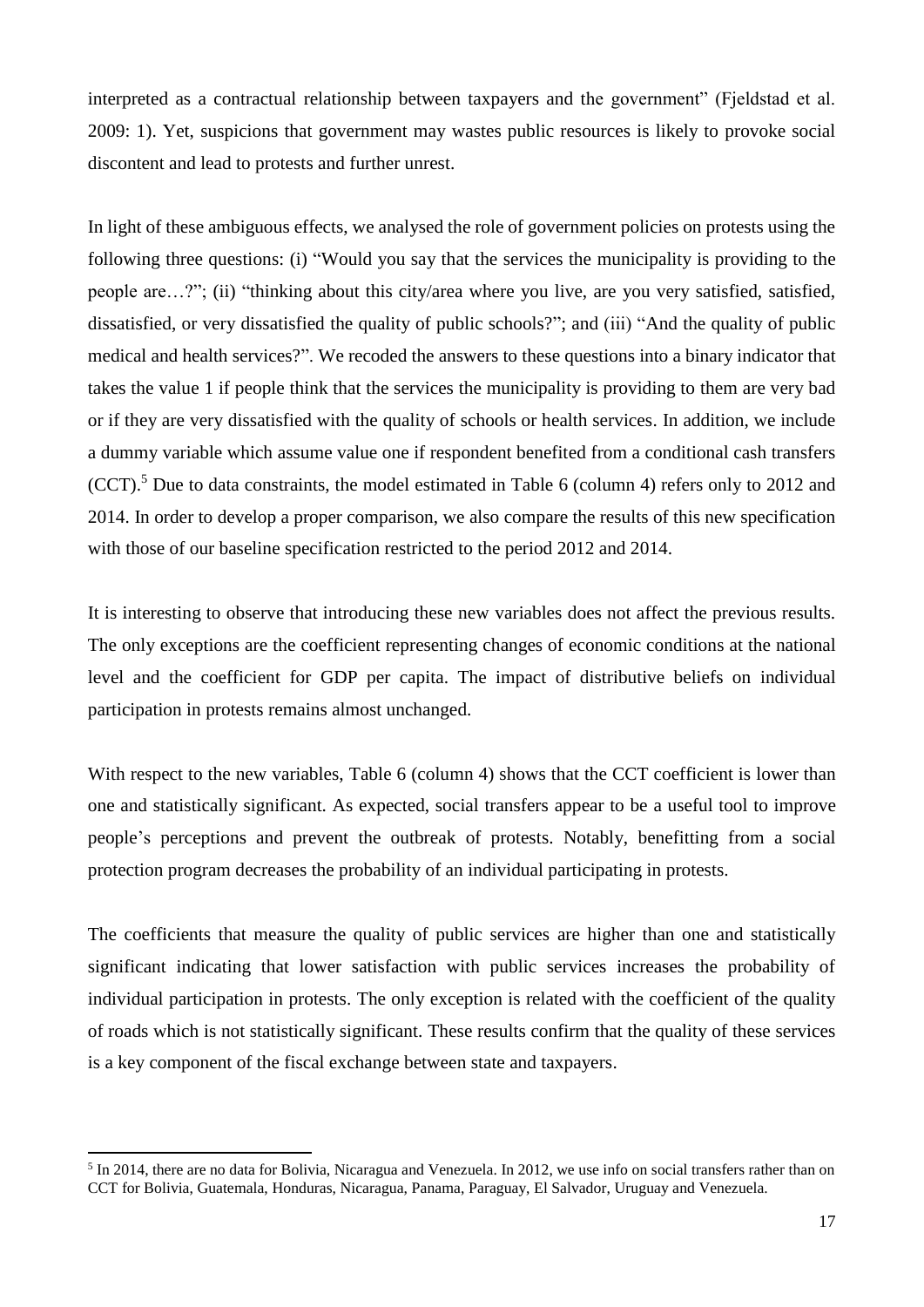interpreted as a contractual relationship between taxpayers and the government" (Fjeldstad et al. 2009: 1). Yet, suspicions that government may wastes public resources is likely to provoke social discontent and lead to protests and further unrest.

In light of these ambiguous effects, we analysed the role of government policies on protests using the following three questions: (i) "Would you say that the services the municipality is providing to the people are…?"; (ii) "thinking about this city/area where you live, are you very satisfied, satisfied, dissatisfied, or very dissatisfied the quality of public schools?"; and (iii) "And the quality of public medical and health services?". We recoded the answers to these questions into a binary indicator that takes the value 1 if people think that the services the municipality is providing to them are very bad or if they are very dissatisfied with the quality of schools or health services. In addition, we include a dummy variable which assume value one if respondent benefited from a conditional cash transfers (CCT).[5] Due to data constraints, the model estimated in Table 6 (column 4) refers only to 2012 and 2014. In order to develop a proper comparison, we also compare the results of this new specification with those of our baseline specification restricted to the period 2012 and 2014.

It is interesting to observe that introducing these new variables does not affect the previous results. The only exceptions are the coefficient representing changes of economic conditions at the national level and the coefficient for GDP per capita. The impact of distributive beliefs on individual participation in protests remains almost unchanged.

With respect to the new variables, Table 6 (column 4) shows that the CCT coefficient is lower than one and statistically significant. As expected, social transfers appear to be a useful tool to improve people's perceptions and prevent the outbreak of protests. Notably, benefitting from a social protection program decreases the probability of an individual participating in protests.

The coefficients that measure the quality of public services are higher than one and statistically significant indicating that lower satisfaction with public services increases the probability of individual participation in protests. The only exception is related with the coefficient of the quality of roads which is not statistically significant. These results confirm that the quality of these services is a key component of the fiscal exchange between state and taxpayers.

---

[5] In 2014, there are no data for Bolivia, Nicaragua and Venezuela. In 2012, we use info on social transfers rather than on CCT for Bolivia, Guatemala, Honduras, Nicaragua, Panama, Paraguay, El Salvador, Uruguay and Venezuela.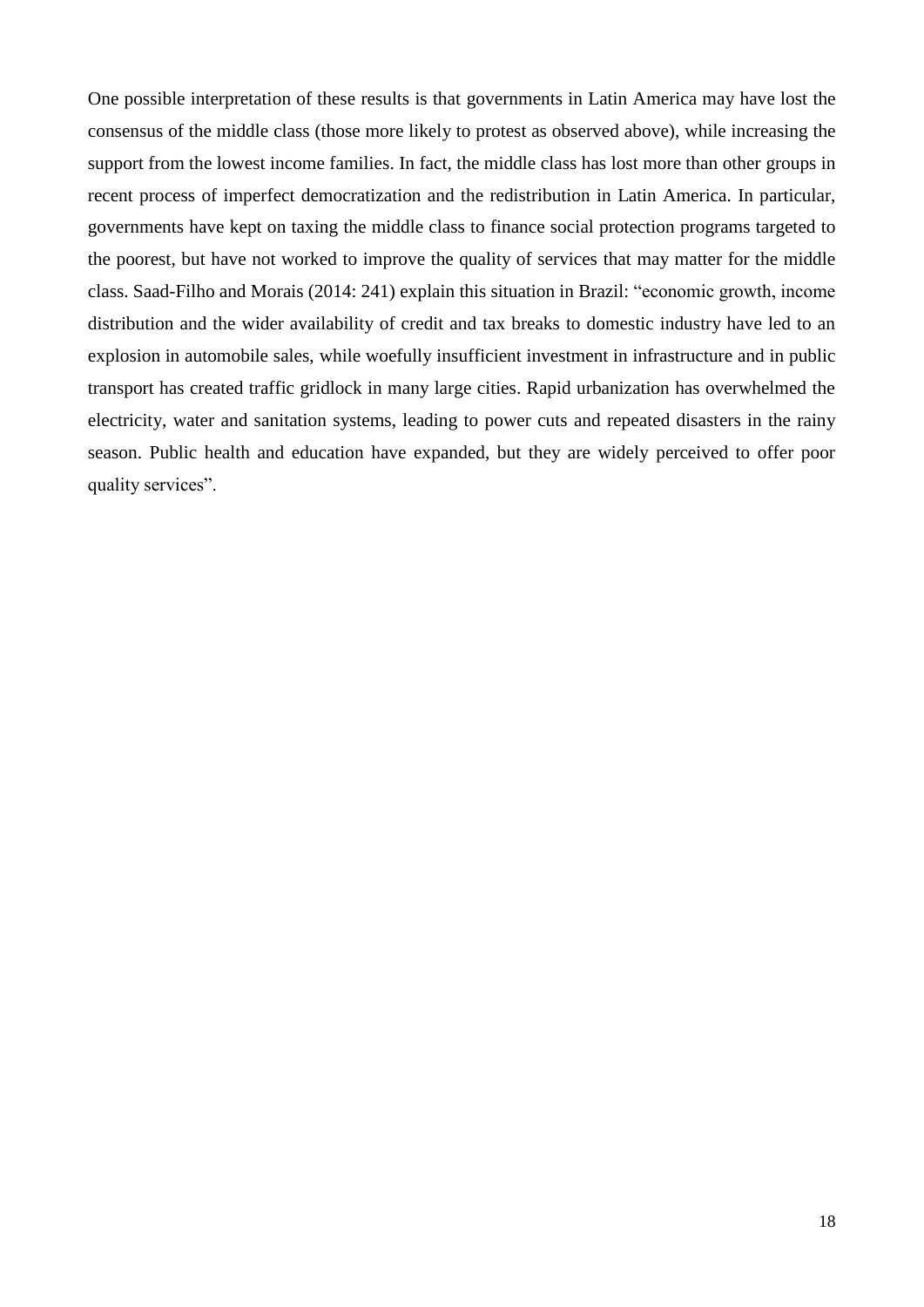One possible interpretation of these results is that governments in Latin America may have lost the consensus of the middle class (those more likely to protest as observed above), while increasing the support from the lowest income families. In fact, the middle class has lost more than other groups in recent process of imperfect democratization and the redistribution in Latin America. In particular, governments have kept on taxing the middle class to finance social protection programs targeted to the poorest, but have not worked to improve the quality of services that may matter for the middle class. Saad-Filho and Morais (2014: 241) explain this situation in Brazil: "economic growth, income distribution and the wider availability of credit and tax breaks to domestic industry have led to an explosion in automobile sales, while woefully insufficient investment in infrastructure and in public transport has created traffic gridlock in many large cities. Rapid urbanization has overwhelmed the electricity, water and sanitation systems, leading to power cuts and repeated disasters in the rainy season. Public health and education have expanded, but they are widely perceived to offer poor quality services".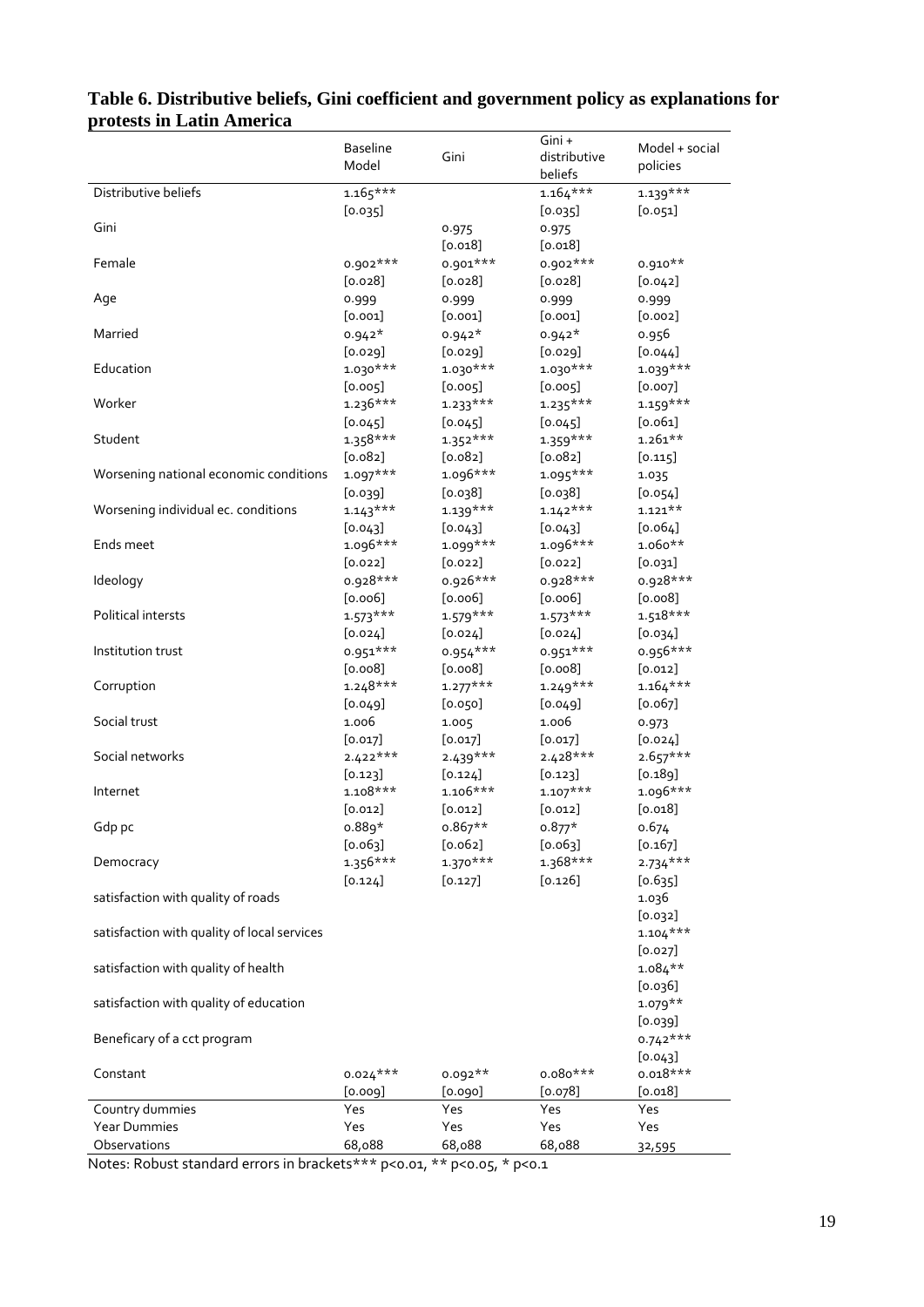**Table 6. Distributive beliefs, Gini coefficient and government policy as explanations for protests in Latin America**

| | Baseline Model | Gini | Gini + distributive beliefs | Model + social policies |
|---|---|---|---|---|
| Distributive beliefs | 1.165*** | | 1.164*** | 1.139*** |
| | [0.035] | | [0.035] | [0.051] |
| Gini | | 0.975 | 0.975 | |
| | | [0.018] | [0.018] | |
| Female | 0.902*** | 0.901*** | 0.902*** | 0.910** |
| | [0.028] | [0.028] | [0.028] | [0.042] |
| Age | 0.999 | 0.999 | 0.999 | 0.999 |
| | [0.001] | [0.001] | [0.001] | [0.002] |
| Married | 0.942* | 0.942* | 0.942* | 0.956 |
| | [0.029] | [0.029] | [0.029] | [0.044] |
| Education | 1.030*** | 1.030*** | 1.030*** | 1.039*** |
| | [0.005] | [0.005] | [0.005] | [0.007] |
| Worker | 1.236*** | 1.233*** | 1.235*** | 1.159*** |
| | [0.045] | [0.045] | [0.045] | [0.061] |
| Student | 1.358*** | 1.352*** | 1.359*** | 1.261** |
| | [0.082] | [0.082] | [0.082] | [0.115] |
| Worsening national economic conditions | 1.097*** | 1.096*** | 1.095*** | 1.035 |
| | [0.039] | [0.038] | [0.038] | [0.054] |
| Worsening individual ec. conditions | 1.143*** | 1.139*** | 1.142*** | 1.121** |
| | [0.043] | [0.043] | [0.043] | [0.064] |
| Ends meet | 1.096*** | 1.099*** | 1.096*** | 1.060** |
| | [0.022] | [0.022] | [0.022] | [0.031] |
| Ideology | 0.928*** | 0.926*** | 0.928*** | 0.928*** |
| | [0.006] | [0.006] | [0.006] | [0.008] |
| Political intersts | 1.573*** | 1.579*** | 1.573*** | 1.518*** |
| | [0.024] | [0.024] | [0.024] | [0.034] |
| Institution trust | 0.951*** | 0.954*** | 0.951*** | 0.956*** |
| | [0.008] | [0.008] | [0.008] | [0.012] |
| Corruption | 1.248*** | 1.277*** | 1.249*** | 1.164*** |
| | [0.049] | [0.050] | [0.049] | [0.067] |
| Social trust | 1.006 | 1.005 | 1.006 | 0.973 |
| | [0.017] | [0.017] | [0.017] | [0.024] |
| Social networks | 2.422*** | 2.439*** | 2.428*** | 2.657*** |
| | [0.123] | [0.124] | [0.123] | [0.189] |
| Internet | 1.108*** | 1.106*** | 1.107*** | 1.096*** |
| | [0.012] | [0.012] | [0.012] | [0.018] |
| Gdp pc | 0.889* | 0.867** | 0.877* | 0.674 |
| | [0.063] | [0.062] | [0.063] | [0.167] |
| Democracy | 1.356*** | 1.370*** | 1.368*** | 2.734*** |
| | [0.124] | [0.127] | [0.126] | [0.635] |
| satisfaction with quality of roads | | | | 1.036 |
| | | | | [0.032] |
| satisfaction with quality of local services | | | | 1.104*** |
| | | | | [0.027] |
| satisfaction with quality of health | | | | 1.084** |
| | | | | [0.036] |
| satisfaction with quality of education | | | | 1.079** |
| | | | | [0.039] |
| Beneficary of a cct program | | | | 0.742*** |
| | | | | [0.043] |
| Constant | 0.024*** | 0.092** | 0.080*** | 0.018*** |
| | [0.009] | [0.090] | [0.078] | [0.018] |
| Country dummies | Yes | Yes | Yes | Yes |
| Year Dummies | Yes | Yes | Yes | Yes |
| Observations | 68,088 | 68,088 | 68,088 | 32,595 |

Notes: Robust standard errors in brackets*** p<0.01, ** p<0.05, * p<0.1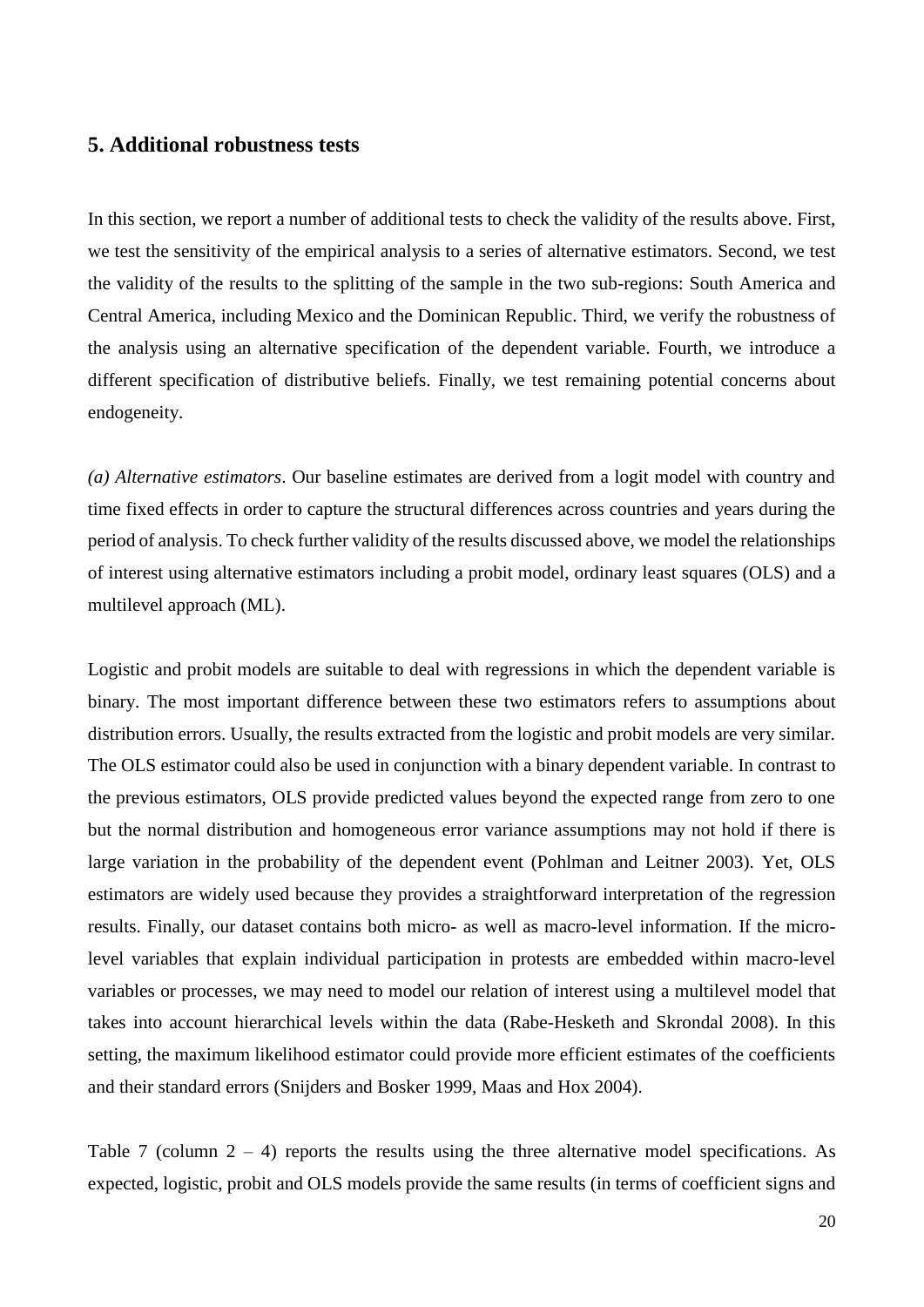## 5. Additional robustness tests

In this section, we report a number of additional tests to check the validity of the results above. First, we test the sensitivity of the empirical analysis to a series of alternative estimators. Second, we test the validity of the results to the splitting of the sample in the two sub-regions: South America and Central America, including Mexico and the Dominican Republic. Third, we verify the robustness of the analysis using an alternative specification of the dependent variable. Fourth, we introduce a different specification of distributive beliefs. Finally, we test remaining potential concerns about endogeneity.

*(a) Alternative estimators*. Our baseline estimates are derived from a logit model with country and time fixed effects in order to capture the structural differences across countries and years during the period of analysis. To check further validity of the results discussed above, we model the relationships of interest using alternative estimators including a probit model, ordinary least squares (OLS) and a multilevel approach (ML).

Logistic and probit models are suitable to deal with regressions in which the dependent variable is binary. The most important difference between these two estimators refers to assumptions about distribution errors. Usually, the results extracted from the logistic and probit models are very similar. The OLS estimator could also be used in conjunction with a binary dependent variable. In contrast to the previous estimators, OLS provide predicted values beyond the expected range from zero to one but the normal distribution and homogeneous error variance assumptions may not hold if there is large variation in the probability of the dependent event (Pohlman and Leitner 2003). Yet, OLS estimators are widely used because they provides a straightforward interpretation of the regression results. Finally, our dataset contains both micro- as well as macro-level information. If the micro-level variables that explain individual participation in protests are embedded within macro-level variables or processes, we may need to model our relation of interest using a multilevel model that takes into account hierarchical levels within the data (Rabe-Hesketh and Skrondal 2008). In this setting, the maximum likelihood estimator could provide more efficient estimates of the coefficients and their standard errors (Snijders and Bosker 1999, Maas and Hox 2004).

Table 7 (column 2 – 4) reports the results using the three alternative model specifications. As expected, logistic, probit and OLS models provide the same results (in terms of coefficient signs and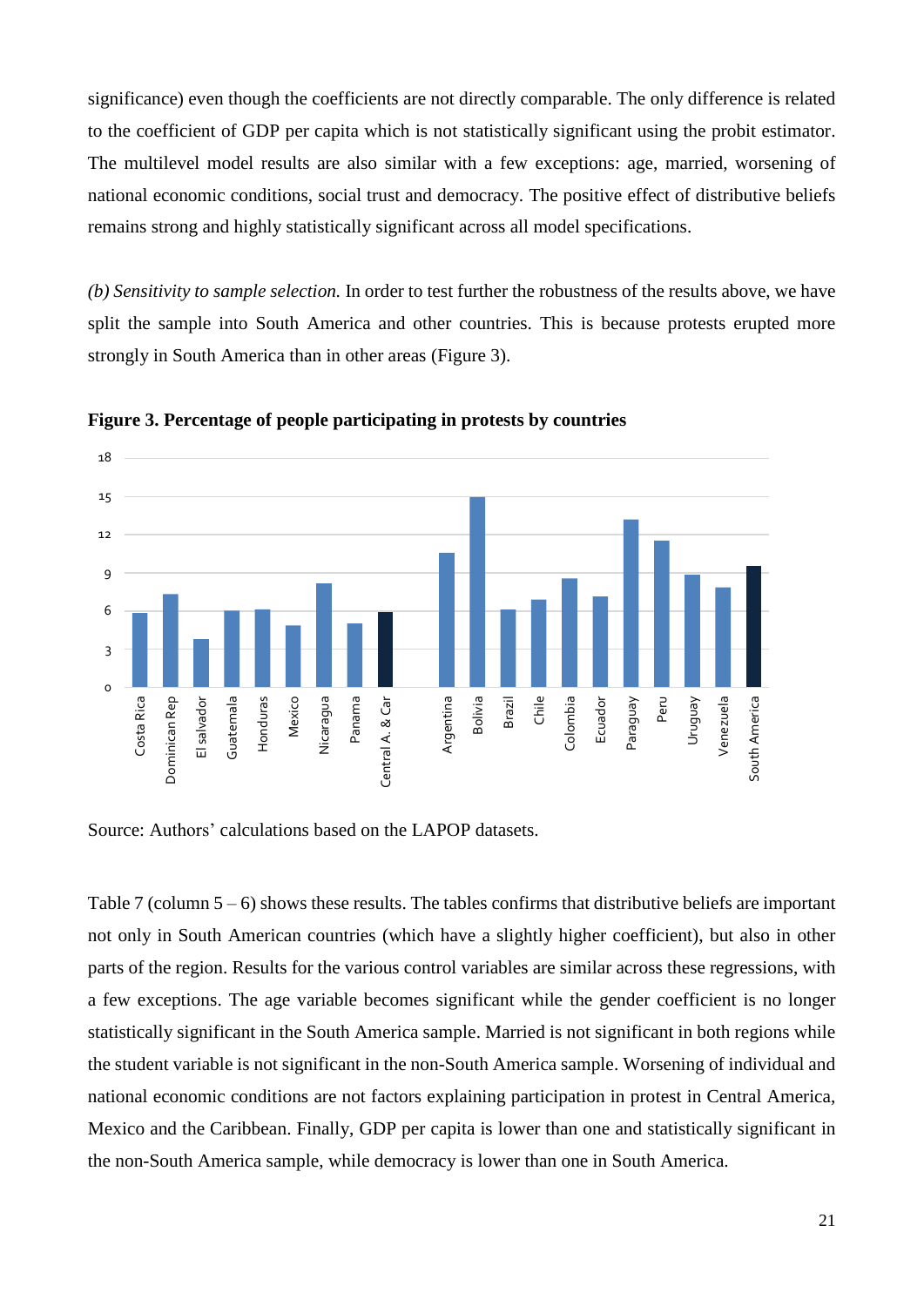significance) even though the coefficients are not directly comparable. The only difference is related to the coefficient of GDP per capita which is not statistically significant using the probit estimator. The multilevel model results are also similar with a few exceptions: age, married, worsening of national economic conditions, social trust and democracy. The positive effect of distributive beliefs remains strong and highly statistically significant across all model specifications.

*(b) Sensitivity to sample selection.* In order to test further the robustness of the results above, we have split the sample into South America and other countries. This is because protests erupted more strongly in South America than in other areas (Figure 3).

**Figure 3. Percentage of people participating in protests by countries**

Source: Authors' calculations based on the LAPOP datasets.

Table 7 (column 5 – 6) shows these results. The tables confirms that distributive beliefs are important not only in South American countries (which have a slightly higher coefficient), but also in other parts of the region. Results for the various control variables are similar across these regressions, with a few exceptions. The age variable becomes significant while the gender coefficient is no longer statistically significant in the South America sample. Married is not significant in both regions while the student variable is not significant in the non-South America sample. Worsening of individual and national economic conditions are not factors explaining participation in protest in Central America, Mexico and the Caribbean. Finally, GDP per capita is lower than one and statistically significant in the non-South America sample, while democracy is lower than one in South America.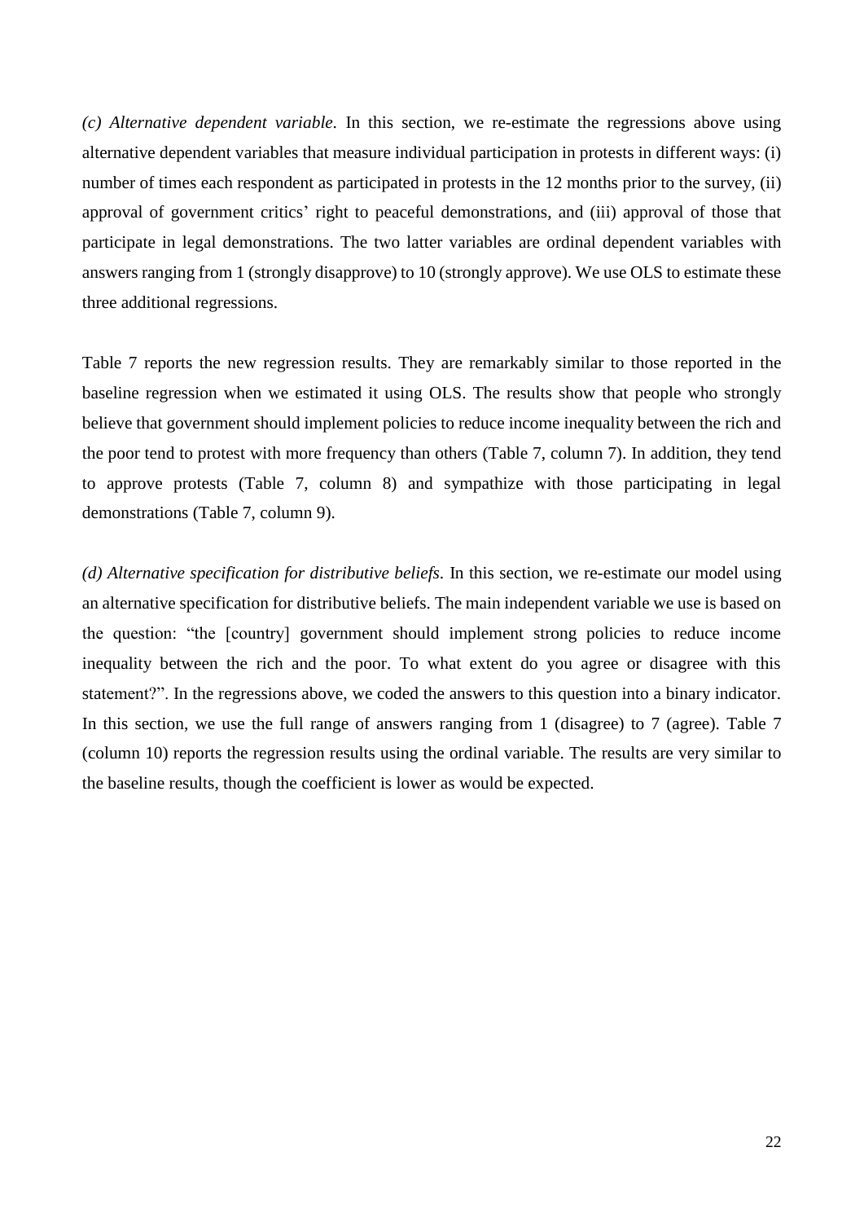*(c) Alternative dependent variable*. In this section, we re-estimate the regressions above using alternative dependent variables that measure individual participation in protests in different ways: (i) number of times each respondent as participated in protests in the 12 months prior to the survey, (ii) approval of government critics' right to peaceful demonstrations, and (iii) approval of those that participate in legal demonstrations. The two latter variables are ordinal dependent variables with answers ranging from 1 (strongly disapprove) to 10 (strongly approve). We use OLS to estimate these three additional regressions.

Table 7 reports the new regression results. They are remarkably similar to those reported in the baseline regression when we estimated it using OLS. The results show that people who strongly believe that government should implement policies to reduce income inequality between the rich and the poor tend to protest with more frequency than others (Table 7, column 7). In addition, they tend to approve protests (Table 7, column 8) and sympathize with those participating in legal demonstrations (Table 7, column 9).

*(d) Alternative specification for distributive beliefs*. In this section, we re-estimate our model using an alternative specification for distributive beliefs. The main independent variable we use is based on the question: "the [country] government should implement strong policies to reduce income inequality between the rich and the poor. To what extent do you agree or disagree with this statement?". In the regressions above, we coded the answers to this question into a binary indicator. In this section, we use the full range of answers ranging from 1 (disagree) to 7 (agree). Table 7 (column 10) reports the regression results using the ordinal variable. The results are very similar to the baseline results, though the coefficient is lower as would be expected.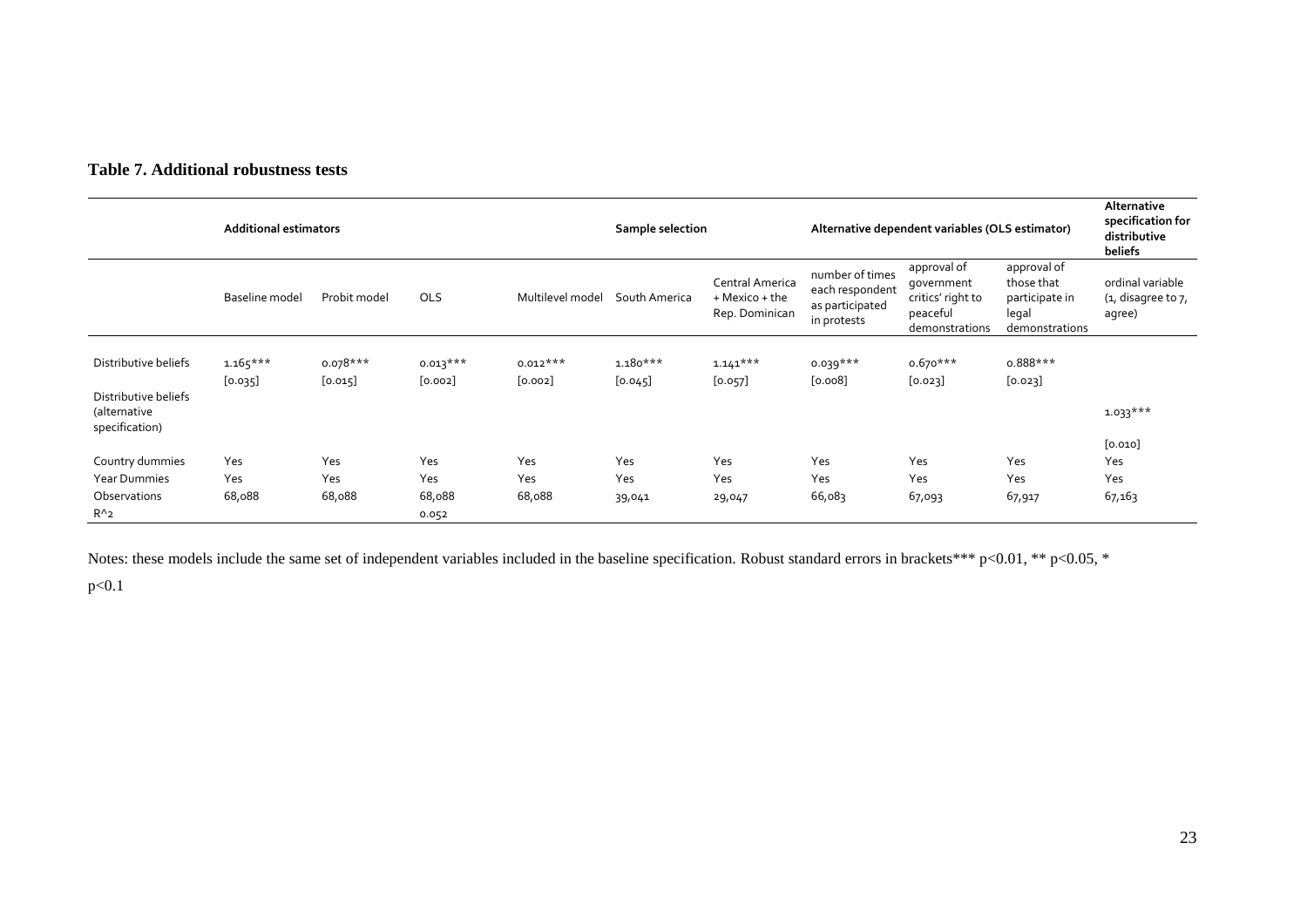**Table 7. Additional robustness tests**

| | Additional estimators | | | | Sample selection | | Alternative dependent variables (OLS estimator) | | | Alternative specification for distributive beliefs |
|---|---|---|---|---|---|---|---|---|---|---|
| | Baseline model | Probit model | OLS | Multilevel model | South America | Central America + Mexico + the Rep. Dominican | number of times each respondent as participated in protests | approval of government critics' right to peaceful demonstrations | approval of those that participate in legal demonstrations | ordinal variable (1, disagree to 7, agree) |
| Distributive beliefs | 1.165*** | 0.078*** | 0.013*** | 0.012*** | 1.180*** | 1.141*** | 0.039*** | 0.670*** | 0.888*** | |
| | [0.035] | [0.015] | [0.002] | [0.002] | [0.045] | [0.057] | [0.008] | [0.023] | [0.023] | |
| Distributive beliefs (alternative specification) | | | | | | | | | | 1.033*** |
| | | | | | | | | | | [0.010] |
| Country dummies | Yes | Yes | Yes | Yes | Yes | Yes | Yes | Yes | Yes | Yes |
| Year Dummies | Yes | Yes | Yes | Yes | Yes | Yes | Yes | Yes | Yes | Yes |
| Observations | 68,088 | 68,088 | 68,088 | 68,088 | 39,041 | 29,047 | 66,083 | 67,093 | 67,917 | 67,163 |
| $R^2$ | | | 0.052 | | | | | | | |

Notes: these models include the same set of independent variables included in the baseline specification. Robust standard errors in brackets*** $p<0.01$, ** $p<0.05$, * $p<0.1$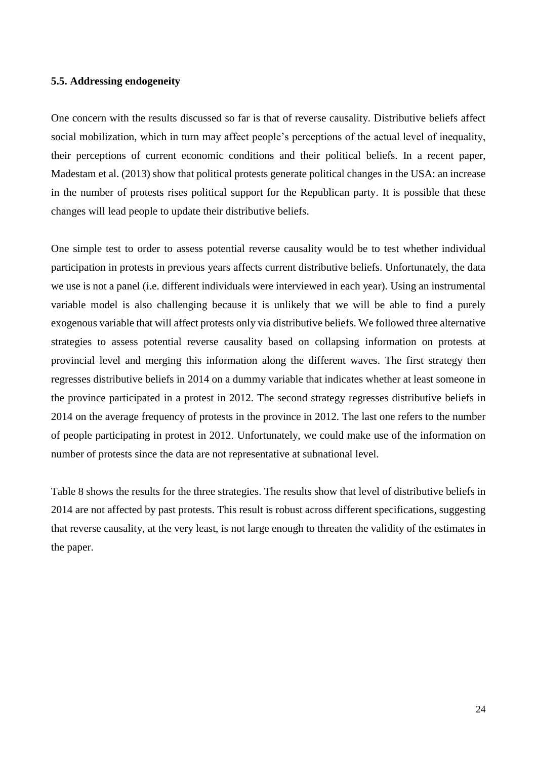**5.5. Addressing endogeneity**

One concern with the results discussed so far is that of reverse causality. Distributive beliefs affect social mobilization, which in turn may affect people's perceptions of the actual level of inequality, their perceptions of current economic conditions and their political beliefs. In a recent paper, Madestam et al. (2013) show that political protests generate political changes in the USA: an increase in the number of protests rises political support for the Republican party. It is possible that these changes will lead people to update their distributive beliefs.

One simple test to order to assess potential reverse causality would be to test whether individual participation in protests in previous years affects current distributive beliefs. Unfortunately, the data we use is not a panel (i.e. different individuals were interviewed in each year). Using an instrumental variable model is also challenging because it is unlikely that we will be able to find a purely exogenous variable that will affect protests only via distributive beliefs. We followed three alternative strategies to assess potential reverse causality based on collapsing information on protests at provincial level and merging this information along the different waves. The first strategy then regresses distributive beliefs in 2014 on a dummy variable that indicates whether at least someone in the province participated in a protest in 2012. The second strategy regresses distributive beliefs in 2014 on the average frequency of protests in the province in 2012. The last one refers to the number of people participating in protest in 2012. Unfortunately, we could make use of the information on number of protests since the data are not representative at subnational level.

Table 8 shows the results for the three strategies. The results show that level of distributive beliefs in 2014 are not affected by past protests. This result is robust across different specifications, suggesting that reverse causality, at the very least, is not large enough to threaten the validity of the estimates in the paper.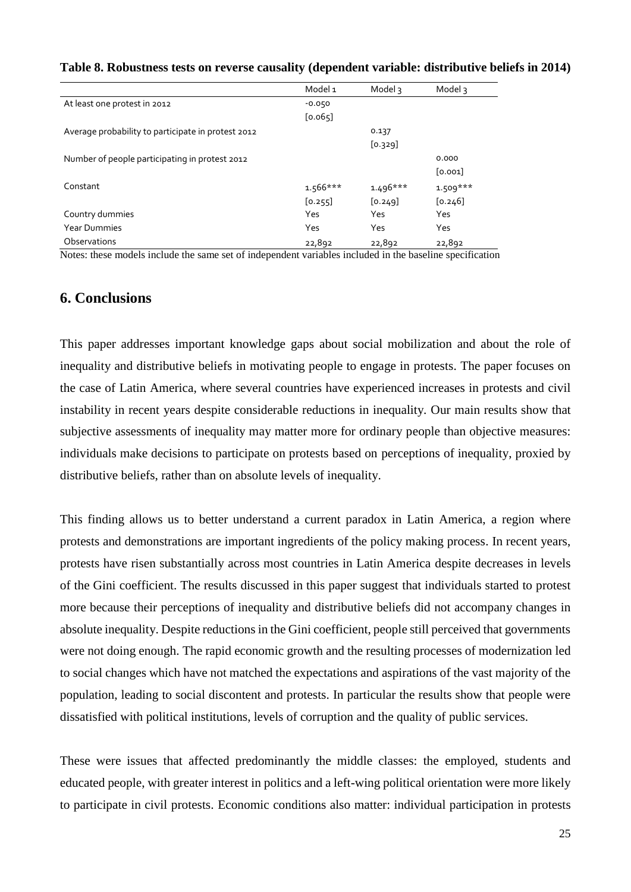**Table 8. Robustness tests on reverse causality (dependent variable: distributive beliefs in 2014)**

| | Model 1 | Model 3 | Model 3 |
|---|---|---|---|
| At least one protest in 2012 | -0.050 | | |
| | [0.065] | | |
| Average probability to participate in protest 2012 | | 0.137 | |
| | | [0.329] | |
| Number of people participating in protest 2012 | | | 0.000 |
| | | | [0.001] |
| Constant | 1.566*** | 1.496*** | 1.509*** |
| | [0.255] | [0.249] | [0.246] |
| Country dummies | Yes | Yes | Yes |
| Year Dummies | Yes | Yes | Yes |
| Observations | 22,892 | 22,892 | 22,892 |

Notes: these models include the same set of independent variables included in the baseline specification

## 6. Conclusions

This paper addresses important knowledge gaps about social mobilization and about the role of inequality and distributive beliefs in motivating people to engage in protests. The paper focuses on the case of Latin America, where several countries have experienced increases in protests and civil instability in recent years despite considerable reductions in inequality. Our main results show that subjective assessments of inequality may matter more for ordinary people than objective measures: individuals make decisions to participate on protests based on perceptions of inequality, proxied by distributive beliefs, rather than on absolute levels of inequality.

This finding allows us to better understand a current paradox in Latin America, a region where protests and demonstrations are important ingredients of the policy making process. In recent years, protests have risen substantially across most countries in Latin America despite decreases in levels of the Gini coefficient. The results discussed in this paper suggest that individuals started to protest more because their perceptions of inequality and distributive beliefs did not accompany changes in absolute inequality. Despite reductions in the Gini coefficient, people still perceived that governments were not doing enough. The rapid economic growth and the resulting processes of modernization led to social changes which have not matched the expectations and aspirations of the vast majority of the population, leading to social discontent and protests. In particular the results show that people were dissatisfied with political institutions, levels of corruption and the quality of public services.

These were issues that affected predominantly the middle classes: the employed, students and educated people, with greater interest in politics and a left-wing political orientation were more likely to participate in civil protests. Economic conditions also matter: individual participation in protests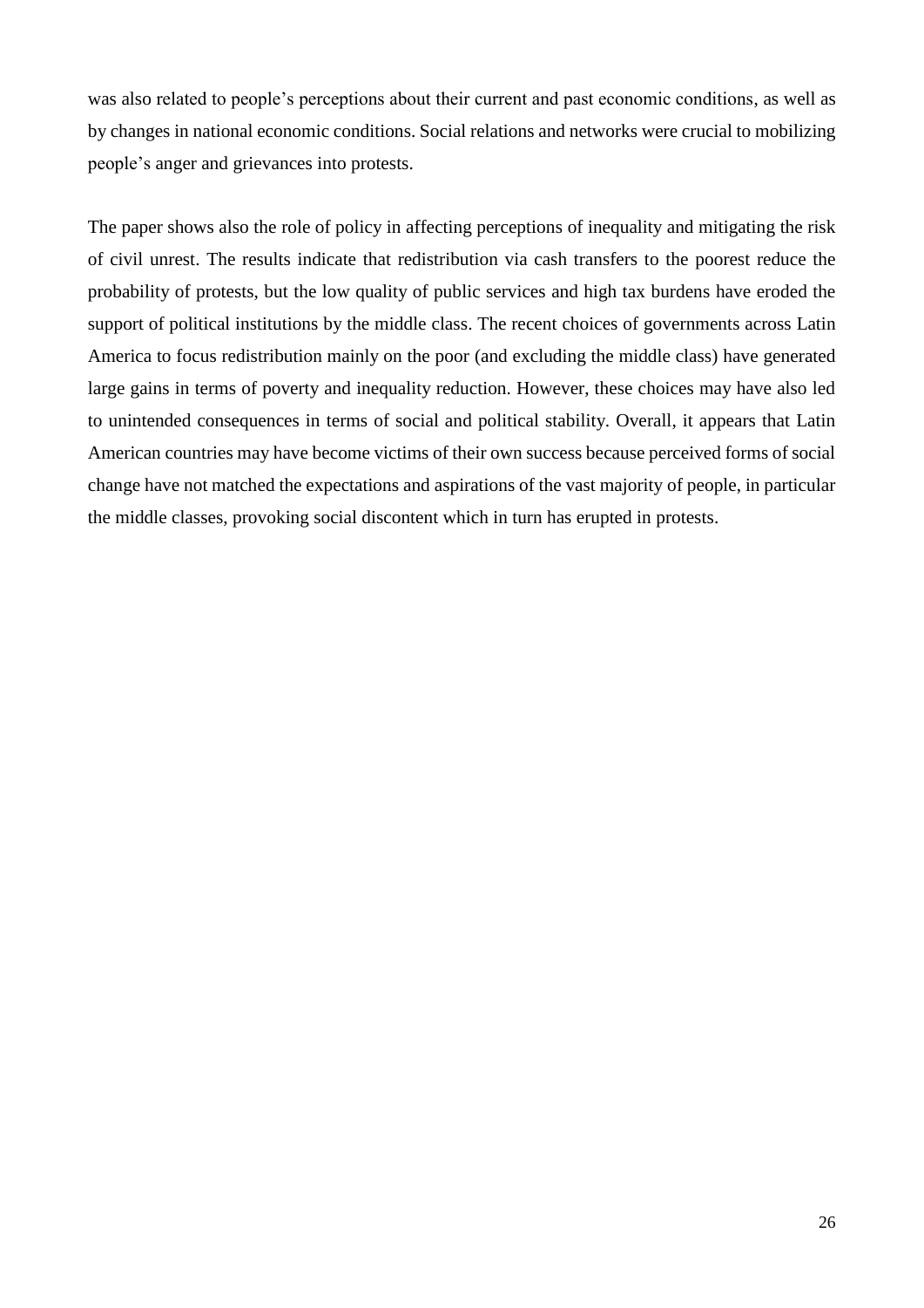was also related to people's perceptions about their current and past economic conditions, as well as by changes in national economic conditions. Social relations and networks were crucial to mobilizing people's anger and grievances into protests.

The paper shows also the role of policy in affecting perceptions of inequality and mitigating the risk of civil unrest. The results indicate that redistribution via cash transfers to the poorest reduce the probability of protests, but the low quality of public services and high tax burdens have eroded the support of political institutions by the middle class. The recent choices of governments across Latin America to focus redistribution mainly on the poor (and excluding the middle class) have generated large gains in terms of poverty and inequality reduction. However, these choices may have also led to unintended consequences in terms of social and political stability. Overall, it appears that Latin American countries may have become victims of their own success because perceived forms of social change have not matched the expectations and aspirations of the vast majority of people, in particular the middle classes, provoking social discontent which in turn has erupted in protests.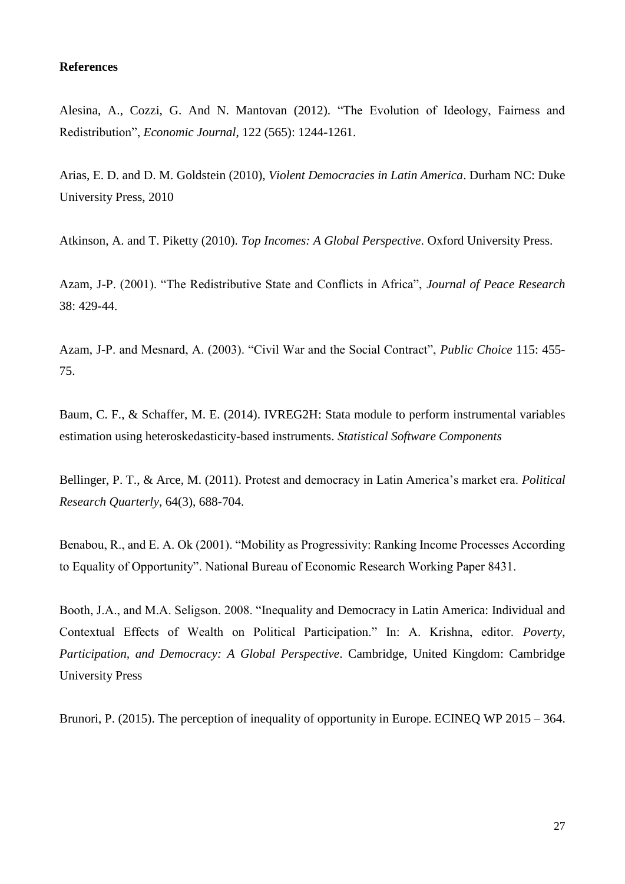**References**

Alesina, A., Cozzi, G. And N. Mantovan (2012). "The Evolution of Ideology, Fairness and Redistribution", *Economic Journal*, 122 (565): 1244-1261.

Arias, E. D. and D. M. Goldstein (2010), *Violent Democracies in Latin America*. Durham NC: Duke University Press, 2010

Atkinson, A. and T. Piketty (2010). *Top Incomes: A Global Perspective*. Oxford University Press.

Azam, J-P. (2001). "The Redistributive State and Conflicts in Africa", *Journal of Peace Research* 38: 429-44.

Azam, J-P. and Mesnard, A. (2003). "Civil War and the Social Contract", *Public Choice* 115: 455-75.

Baum, C. F., & Schaffer, M. E. (2014). IVREG2H: Stata module to perform instrumental variables estimation using heteroskedasticity-based instruments. *Statistical Software Components*

Bellinger, P. T., & Arce, M. (2011). Protest and democracy in Latin America's market era. *Political Research Quarterly*, 64(3), 688-704.

Benabou, R., and E. A. Ok (2001). "Mobility as Progressivity: Ranking Income Processes According to Equality of Opportunity". National Bureau of Economic Research Working Paper 8431.

Booth, J.A., and M.A. Seligson. 2008. "Inequality and Democracy in Latin America: Individual and Contextual Effects of Wealth on Political Participation." In: A. Krishna, editor. *Poverty, Participation, and Democracy: A Global Perspective*. Cambridge, United Kingdom: Cambridge University Press

Brunori, P. (2015). The perception of inequality of opportunity in Europe. ECINEQ WP 2015 – 364.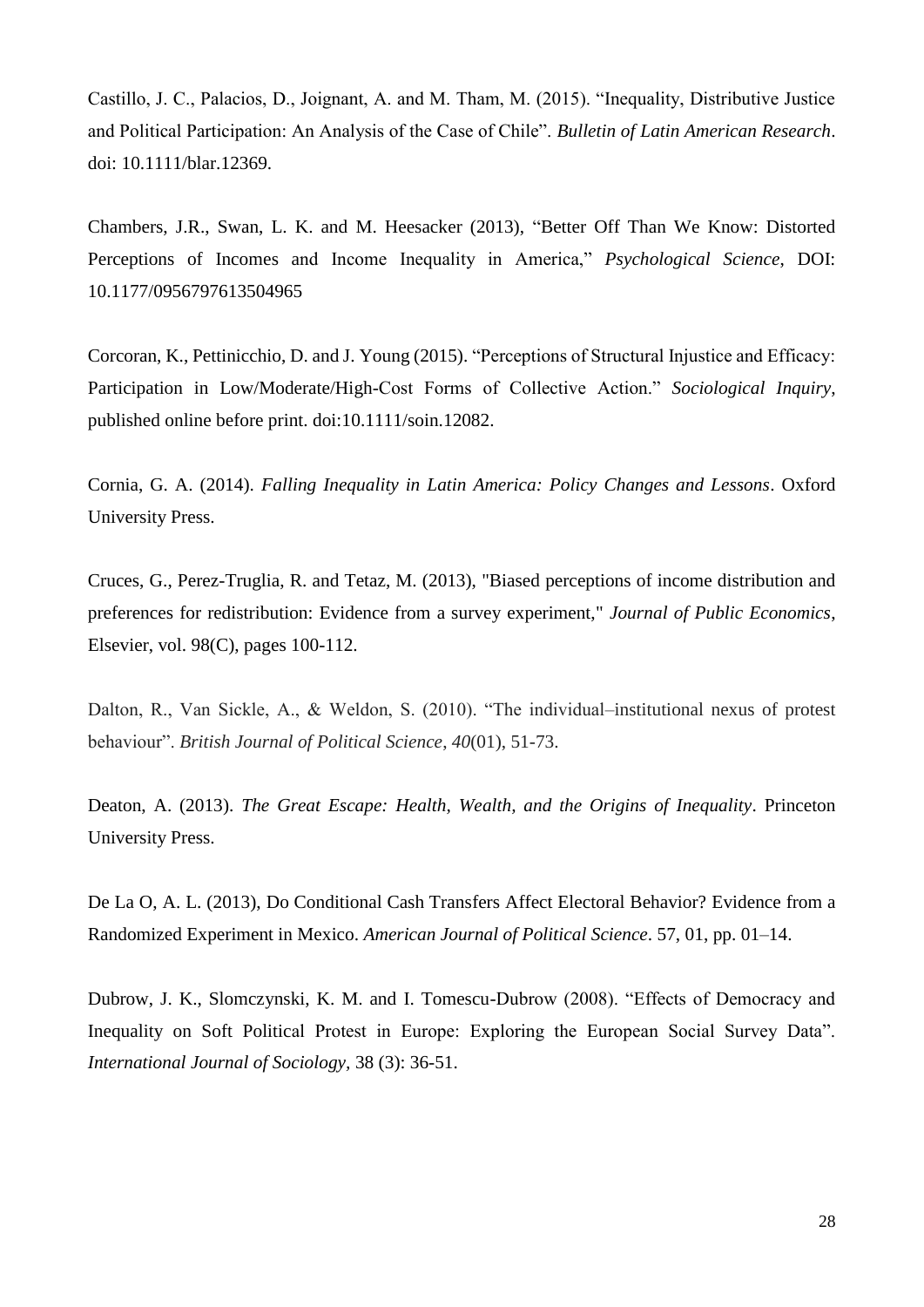Castillo, J. C., Palacios, D., Joignant, A. and M. Tham, M. (2015). “Inequality, Distributive Justice and Political Participation: An Analysis of the Case of Chile”. *Bulletin of Latin American Research*. doi: 10.1111/blar.12369.

Chambers, J.R., Swan, L. K. and M. Heesacker (2013), “Better Off Than We Know: Distorted Perceptions of Incomes and Income Inequality in America,” *Psychological Science*, DOI: 10.1177/0956797613504965

Corcoran, K., Pettinicchio, D. and J. Young (2015). “Perceptions of Structural Injustice and Efficacy: Participation in Low/Moderate/High-Cost Forms of Collective Action.” *Sociological Inquiry*, published online before print. doi:10.1111/soin.12082.

Cornia, G. A. (2014). *Falling Inequality in Latin America: Policy Changes and Lessons*. Oxford University Press.

Cruces, G., Perez-Truglia, R. and Tetaz, M. (2013), "Biased perceptions of income distribution and preferences for redistribution: Evidence from a survey experiment," *Journal of Public Economics*, Elsevier, vol. 98(C), pages 100-112.

Dalton, R., Van Sickle, A., & Weldon, S. (2010). “The individual–institutional nexus of protest behaviour”. *British Journal of Political Science*, *40*(01), 51-73.

Deaton, A. (2013). *The Great Escape: Health, Wealth, and the Origins of Inequality*. Princeton University Press.

De La O, A. L. (2013), Do Conditional Cash Transfers Affect Electoral Behavior? Evidence from a Randomized Experiment in Mexico. *American Journal of Political Science*. 57, 01, pp. 01–14.

Dubrow, J. K., Slomczynski, K. M. and I. Tomescu-Dubrow (2008). “Effects of Democracy and Inequality on Soft Political Protest in Europe: Exploring the European Social Survey Data”. *International Journal of Sociology*, 38 (3): 36-51.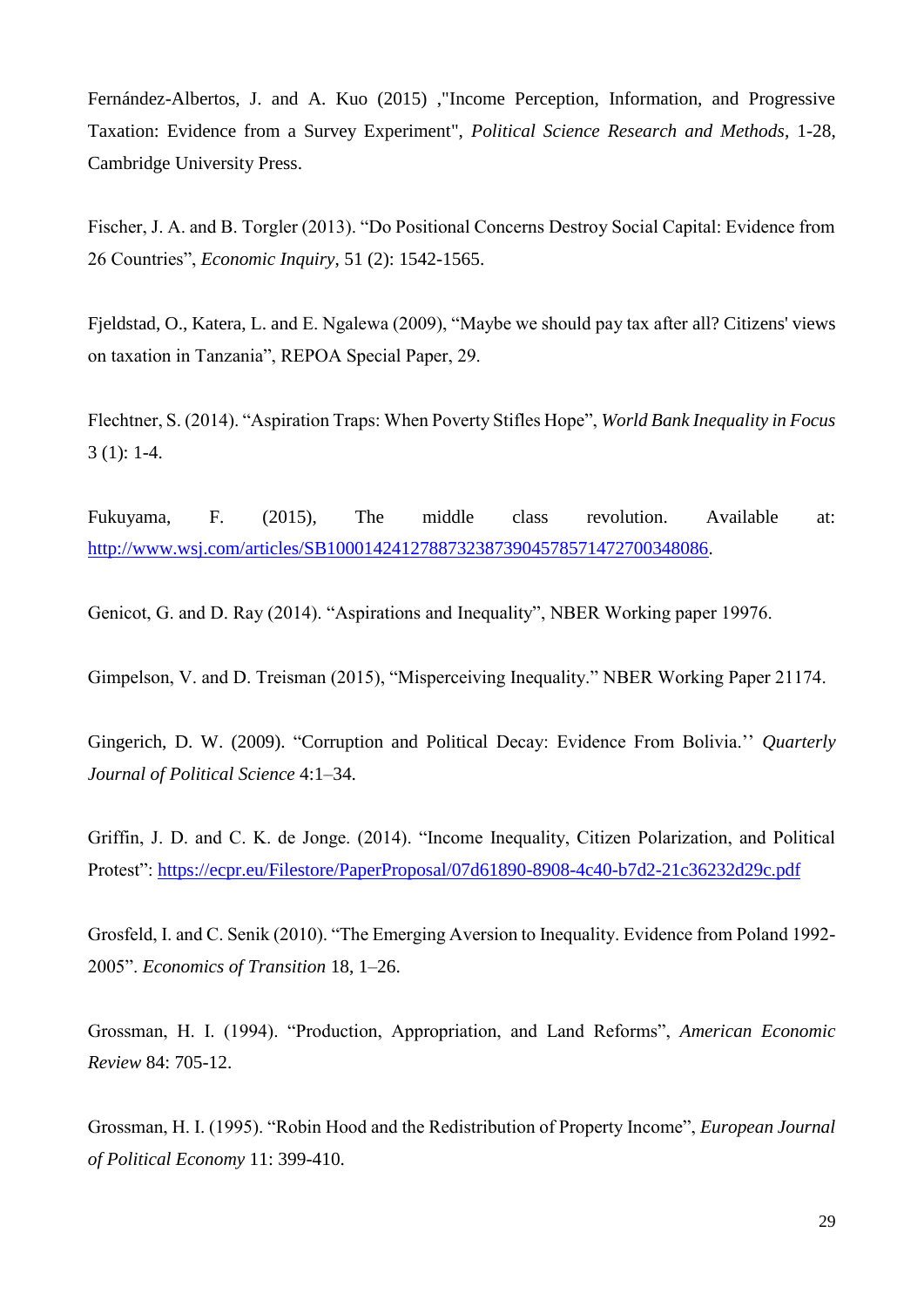Fernández-Albertos, J. and A. Kuo (2015) ,"Income Perception, Information, and Progressive Taxation: Evidence from a Survey Experiment", *Political Science Research and Methods*, 1-28, Cambridge University Press.

Fischer, J. A. and B. Torgler (2013). “Do Positional Concerns Destroy Social Capital: Evidence from 26 Countries”, *Economic Inquiry*, 51 (2): 1542-1565.

Fjeldstad, O., Katera, L. and E. Ngalewa (2009), “Maybe we should pay tax after all? Citizens' views on taxation in Tanzania”, REPOA Special Paper, 29.

Flechtner, S. (2014). “Aspiration Traps: When Poverty Stifles Hope”, *World Bank Inequality in Focus* 3 (1): 1-4.

Fukuyama, F. (2015), The middle class revolution. Available at: http://www.wsj.com/articles/SB10001424127887323873904578571472700348086.

Genicot, G. and D. Ray (2014). “Aspirations and Inequality”, NBER Working paper 19976.

Gimpelson, V. and D. Treisman (2015), “Misperceiving Inequality.” NBER Working Paper 21174.

Gingerich, D. W. (2009). “Corruption and Political Decay: Evidence From Bolivia.’’ *Quarterly Journal of Political Science* 4:1–34.

Griffin, J. D. and C. K. de Jonge. (2014). “Income Inequality, Citizen Polarization, and Political Protest”: https://ecpr.eu/Filestore/PaperProposal/07d61890-8908-4c40-b7d2-21c36232d29c.pdf

Grosfeld, I. and C. Senik (2010). “The Emerging Aversion to Inequality. Evidence from Poland 1992-2005”. *Economics of Transition* 18, 1–26.

Grossman, H. I. (1994). “Production, Appropriation, and Land Reforms”, *American Economic Review* 84: 705-12.

Grossman, H. I. (1995). “Robin Hood and the Redistribution of Property Income”, *European Journal of Political Economy* 11: 399-410.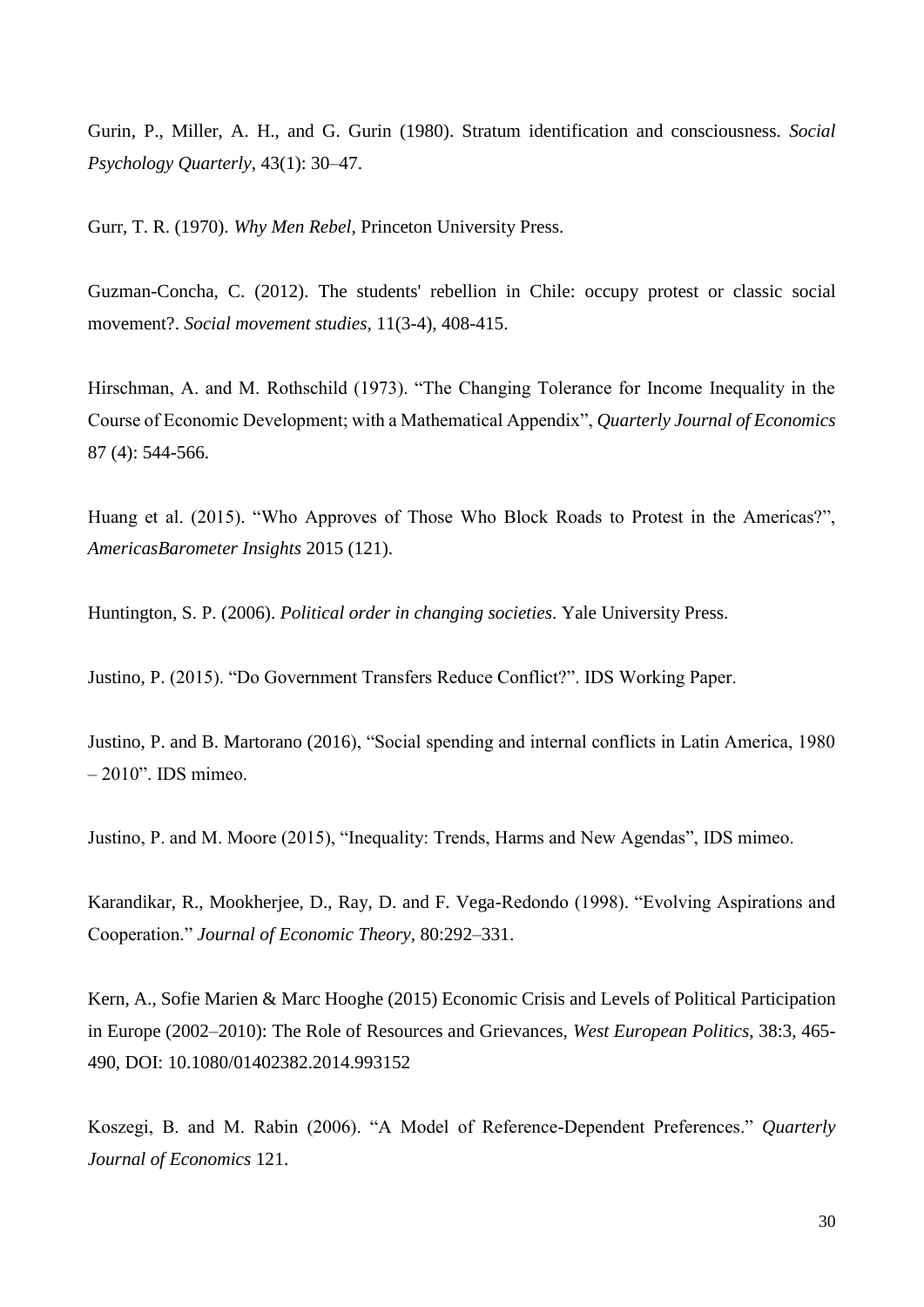Gurin, P., Miller, A. H., and G. Gurin (1980). Stratum identification and consciousness. *Social Psychology Quarterly*, 43(1): 30–47.

Gurr, T. R. (1970). *Why Men Rebel*, Princeton University Press.

Guzman-Concha, C. (2012). The students' rebellion in Chile: occupy protest or classic social movement?. *Social movement studies*, 11(3-4), 408-415.

Hirschman, A. and M. Rothschild (1973). "The Changing Tolerance for Income Inequality in the Course of Economic Development; with a Mathematical Appendix", *Quarterly Journal of Economics* 87 (4): 544-566.

Huang et al. (2015). "Who Approves of Those Who Block Roads to Protest in the Americas?", *AmericasBarometer Insights* 2015 (121).

Huntington, S. P. (2006). *Political order in changing societies*. Yale University Press.

Justino, P. (2015). "Do Government Transfers Reduce Conflict?". IDS Working Paper.

Justino, P. and B. Martorano (2016), "Social spending and internal conflicts in Latin America, 1980 – 2010". IDS mimeo.

Justino, P. and M. Moore (2015), "Inequality: Trends, Harms and New Agendas", IDS mimeo.

Karandikar, R., Mookherjee, D., Ray, D. and F. Vega-Redondo (1998). "Evolving Aspirations and Cooperation." *Journal of Economic Theory*, 80:292–331.

Kern, A., Sofie Marien & Marc Hooghe (2015) Economic Crisis and Levels of Political Participation in Europe (2002–2010): The Role of Resources and Grievances, *West European Politics*, 38:3, 465-490, DOI: 10.1080/01402382.2014.993152

Koszegi, B. and M. Rabin (2006). "A Model of Reference-Dependent Preferences." *Quarterly Journal of Economics* 121.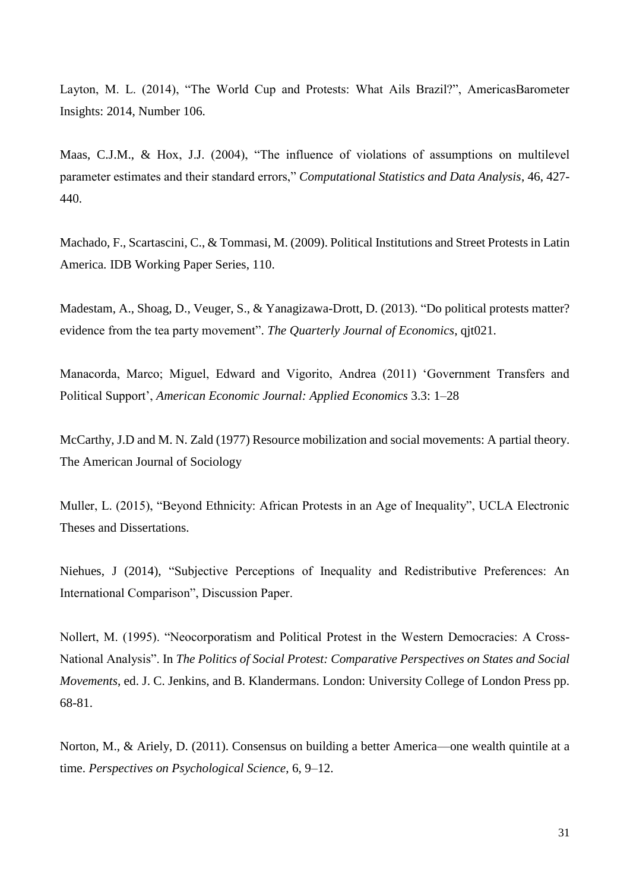Layton, M. L. (2014), "The World Cup and Protests: What Ails Brazil?", AmericasBarometer Insights: 2014, Number 106.

Maas, C.J.M., & Hox, J.J. (2004), "The influence of violations of assumptions on multilevel parameter estimates and their standard errors," *Computational Statistics and Data Analysis*, 46, 427-440.

Machado, F., Scartascini, C., & Tommasi, M. (2009). Political Institutions and Street Protests in Latin America. IDB Working Paper Series, 110.

Madestam, A., Shoag, D., Veuger, S., & Yanagizawa-Drott, D. (2013). "Do political protests matter? evidence from the tea party movement". *The Quarterly Journal of Economics*, qjt021.

Manacorda, Marco; Miguel, Edward and Vigorito, Andrea (2011) 'Government Transfers and Political Support', *American Economic Journal: Applied Economics* 3.3: 1–28

McCarthy, J.D and M. N. Zald (1977) Resource mobilization and social movements: A partial theory. The American Journal of Sociology

Muller, L. (2015), "Beyond Ethnicity: African Protests in an Age of Inequality", UCLA Electronic Theses and Dissertations.

Niehues, J (2014), "Subjective Perceptions of Inequality and Redistributive Preferences: An International Comparison", Discussion Paper.

Nollert, M. (1995). "Neocorporatism and Political Protest in the Western Democracies: A Cross-National Analysis". In *The Politics of Social Protest: Comparative Perspectives on States and Social Movements*, ed. J. C. Jenkins, and B. Klandermans. London: University College of London Press pp. 68-81.

Norton, M., & Ariely, D. (2011). Consensus on building a better America—one wealth quintile at a time. *Perspectives on Psychological Science*, 6, 9–12.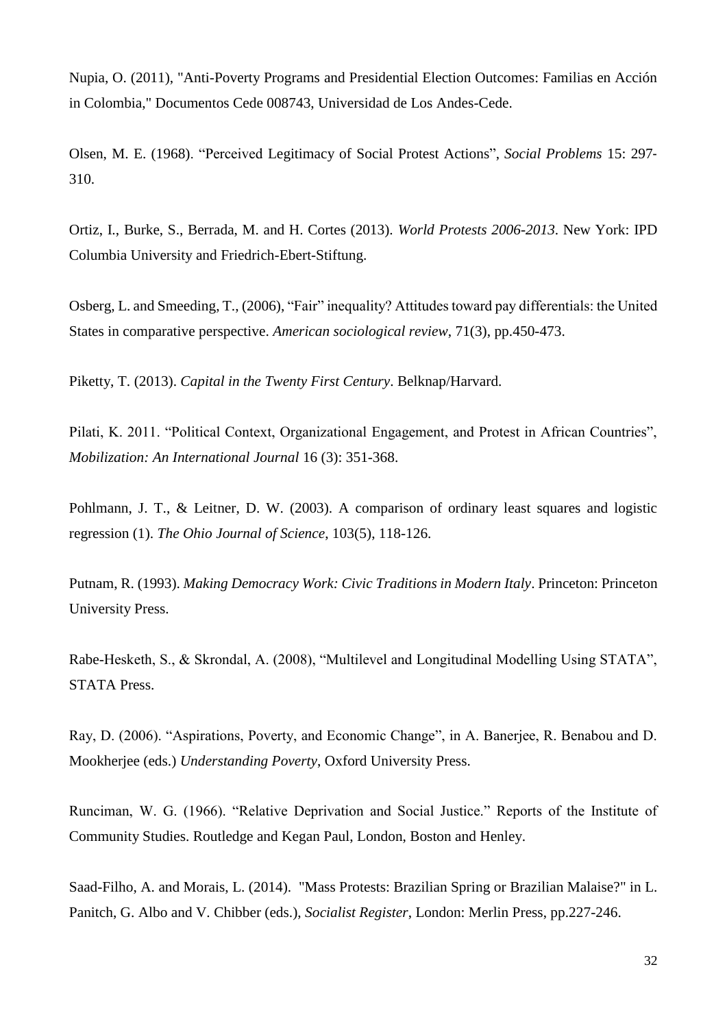Nupia, O. (2011), "Anti-Poverty Programs and Presidential Election Outcomes: Familias en Acción in Colombia," Documentos Cede 008743, Universidad de Los Andes-Cede.

Olsen, M. E. (1968). "Perceived Legitimacy of Social Protest Actions", *Social Problems* 15: 297-310.

Ortiz, I., Burke, S., Berrada, M. and H. Cortes (2013). *World Protests 2006-2013*. New York: IPD Columbia University and Friedrich-Ebert-Stiftung.

Osberg, L. and Smeeding, T., (2006), "Fair" inequality? Attitudes toward pay differentials: the United States in comparative perspective. *American sociological review*, 71(3), pp.450-473.

Piketty, T. (2013). *Capital in the Twenty First Century*. Belknap/Harvard.

Pilati, K. 2011. "Political Context, Organizational Engagement, and Protest in African Countries", *Mobilization: An International Journal* 16 (3): 351-368.

Pohlmann, J. T., & Leitner, D. W. (2003). A comparison of ordinary least squares and logistic regression (1). *The Ohio Journal of Science*, 103(5), 118-126.

Putnam, R. (1993). *Making Democracy Work: Civic Traditions in Modern Italy*. Princeton: Princeton University Press.

Rabe-Hesketh, S., & Skrondal, A. (2008), "Multilevel and Longitudinal Modelling Using STATA", STATA Press.

Ray, D. (2006). "Aspirations, Poverty, and Economic Change", in A. Banerjee, R. Benabou and D. Mookherjee (eds.) *Understanding Poverty*, Oxford University Press.

Runciman, W. G. (1966). "Relative Deprivation and Social Justice." Reports of the Institute of Community Studies. Routledge and Kegan Paul, London, Boston and Henley.

Saad-Filho, A. and Morais, L. (2014). "Mass Protests: Brazilian Spring or Brazilian Malaise?" in L. Panitch, G. Albo and V. Chibber (eds.), *Socialist Register*, London: Merlin Press, pp.227-246.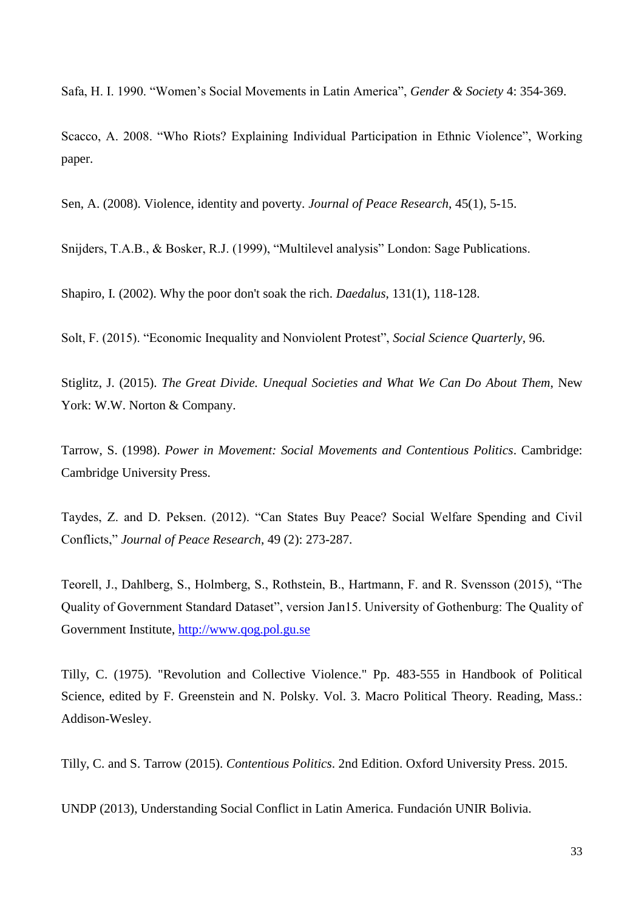Safa, H. I. 1990. “Women’s Social Movements in Latin America”, *Gender & Society* 4: 354-369.

Scacco, A. 2008. “Who Riots? Explaining Individual Participation in Ethnic Violence”, Working paper.

Sen, A. (2008). Violence, identity and poverty. *Journal of Peace Research*, 45(1), 5-15.

Snijders, T.A.B., & Bosker, R.J. (1999), “Multilevel analysis” London: Sage Publications.

Shapiro, I. (2002). Why the poor don't soak the rich. *Daedalus*, 131(1), 118-128.

Solt, F. (2015). “Economic Inequality and Nonviolent Protest”, *Social Science Quarterly*, 96.

Stiglitz, J. (2015). *The Great Divide. Unequal Societies and What We Can Do About Them*, New York: W.W. Norton & Company.

Tarrow, S. (1998). *Power in Movement: Social Movements and Contentious Politics*. Cambridge: Cambridge University Press.

Taydes, Z. and D. Peksen. (2012). “Can States Buy Peace? Social Welfare Spending and Civil Conflicts,” *Journal of Peace Research*, 49 (2): 273-287.

Teorell, J., Dahlberg, S., Holmberg, S., Rothstein, B., Hartmann, F. and R. Svensson (2015), “The Quality of Government Standard Dataset”, version Jan15. University of Gothenburg: The Quality of Government Institute, http://www.qog.pol.gu.se

Tilly, C. (1975). "Revolution and Collective Violence." Pp. 483-555 in Handbook of Political Science, edited by F. Greenstein and N. Polsky. Vol. 3. Macro Political Theory. Reading, Mass.: Addison-Wesley.

Tilly, C. and S. Tarrow (2015). *Contentious Politics*. 2nd Edition. Oxford University Press. 2015.

UNDP (2013), Understanding Social Conflict in Latin America. Fundación UNIR Bolivia.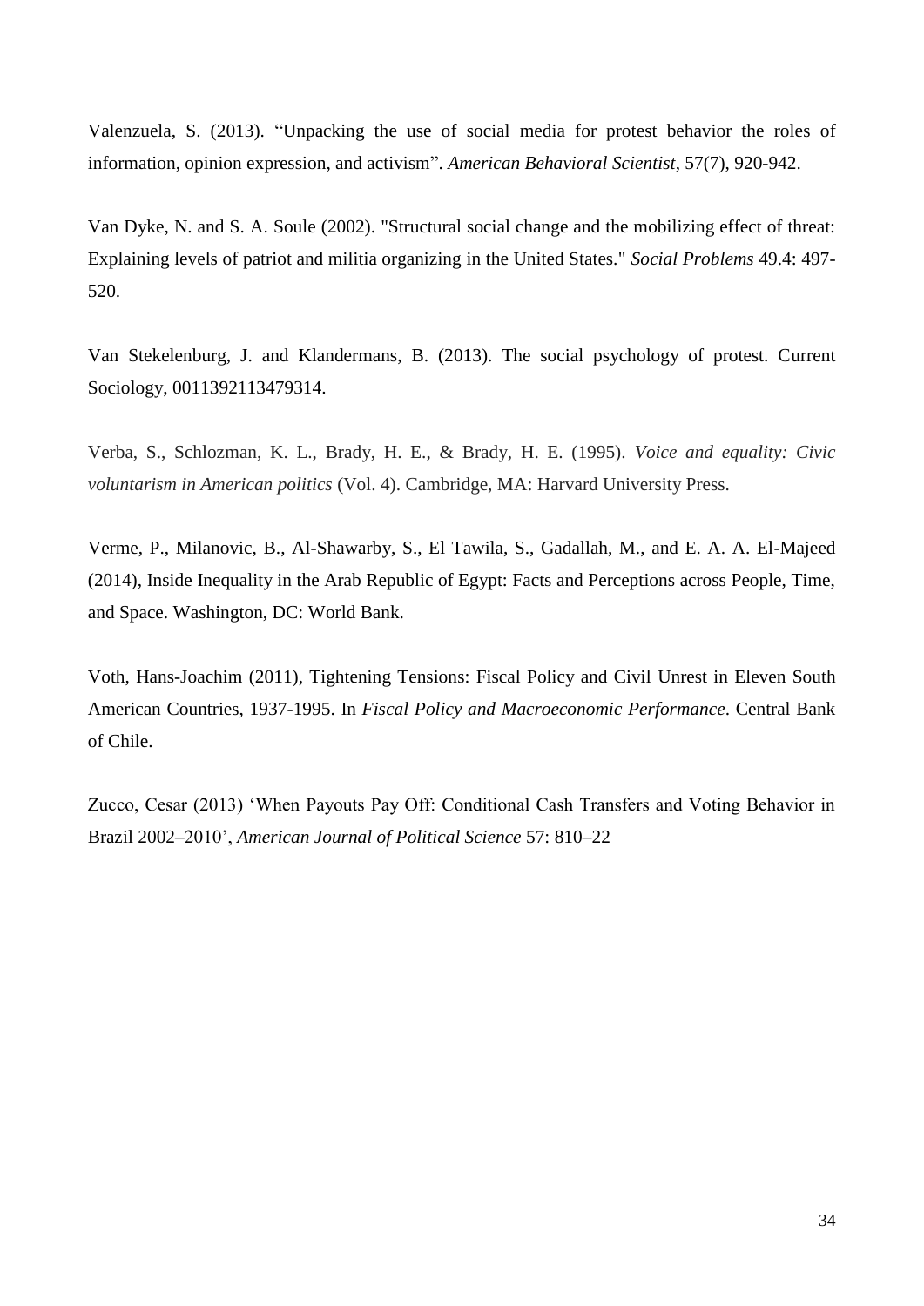Valenzuela, S. (2013). “Unpacking the use of social media for protest behavior the roles of information, opinion expression, and activism”. *American Behavioral Scientist*, 57(7), 920-942.

Van Dyke, N. and S. A. Soule (2002). "Structural social change and the mobilizing effect of threat: Explaining levels of patriot and militia organizing in the United States." *Social Problems* 49.4: 497-520.

Van Stekelenburg, J. and Klandermans, B. (2013). The social psychology of protest. Current Sociology, 0011392113479314.

Verba, S., Schlozman, K. L., Brady, H. E., & Brady, H. E. (1995). *Voice and equality: Civic voluntarism in American politics* (Vol. 4). Cambridge, MA: Harvard University Press.

Verme, P., Milanovic, B., Al-Shawarby, S., El Tawila, S., Gadallah, M., and E. A. A. El-Majeed (2014), Inside Inequality in the Arab Republic of Egypt: Facts and Perceptions across People, Time, and Space. Washington, DC: World Bank.

Voth, Hans-Joachim (2011), Tightening Tensions: Fiscal Policy and Civil Unrest in Eleven South American Countries, 1937-1995. In *Fiscal Policy and Macroeconomic Performance*. Central Bank of Chile.

Zucco, Cesar (2013) ‘When Payouts Pay Off: Conditional Cash Transfers and Voting Behavior in Brazil 2002–2010’, *American Journal of Political Science* 57: 810–22